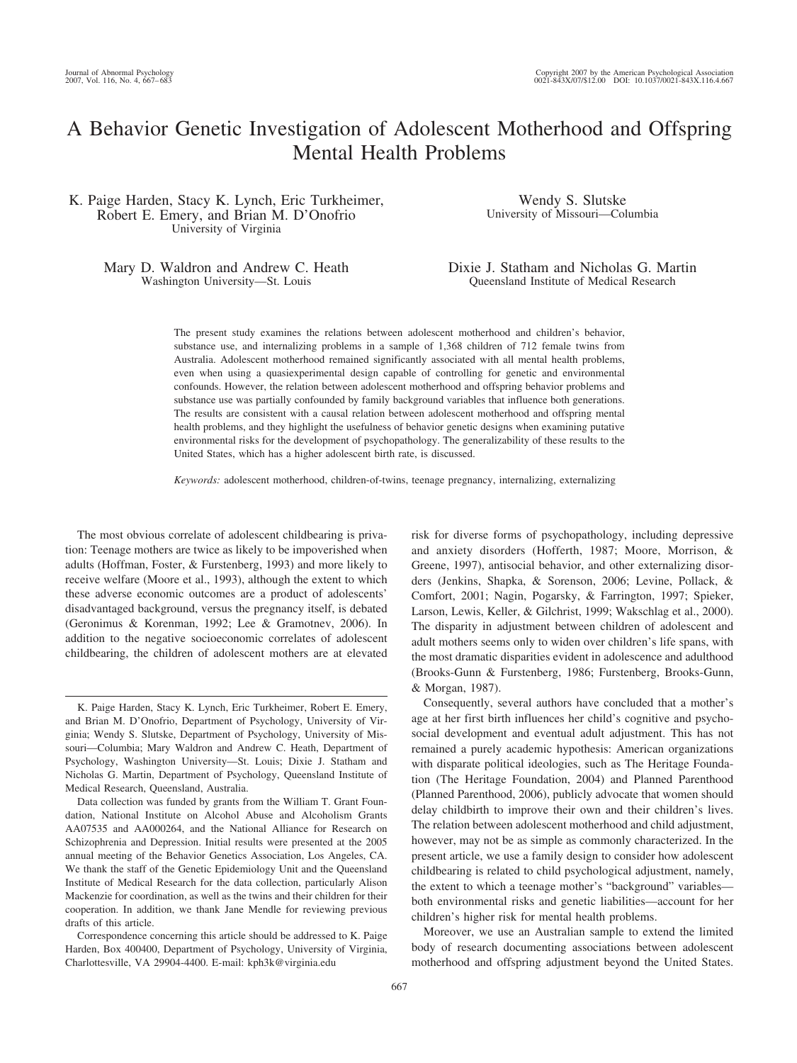# A Behavior Genetic Investigation of Adolescent Motherhood and Offspring Mental Health Problems

K. Paige Harden, Stacy K. Lynch, Eric Turkheimer, Robert E. Emery, and Brian M. D'Onofrio
University of Virginia

Wendy S. Slutske
University of Missouri—Columbia

Mary D. Waldron and Andrew C. Heath
Washington University—St. Louis

Dixie J. Statham and Nicholas G. Martin
Queensland Institute of Medical Research

The present study examines the relations between adolescent motherhood and children's behavior, substance use, and internalizing problems in a sample of 1,368 children of 712 female twins from Australia. Adolescent motherhood remained significantly associated with all mental health problems, even when using a quasiexperimental design capable of controlling for genetic and environmental confounds. However, the relation between adolescent motherhood and offspring behavior problems and substance use was partially confounded by family background variables that influence both generations. The results are consistent with a causal relation between adolescent motherhood and offspring mental health problems, and they highlight the usefulness of behavior genetic designs when examining putative environmental risks for the development of psychopathology. The generalizability of these results to the United States, which has a higher adolescent birth rate, is discussed.

*Keywords:* adolescent motherhood, children-of-twins, teenage pregnancy, internalizing, externalizing

The most obvious correlate of adolescent childbearing is privation: Teenage mothers are twice as likely to be impoverished when adults (Hoffman, Foster, & Furstenberg, 1993) and more likely to receive welfare (Moore et al., 1993), although the extent to which these adverse economic outcomes are a product of adolescents' disadvantaged background, versus the pregnancy itself, is debated (Geronimus & Korenman, 1992; Lee & Gramotnev, 2006). In addition to the negative socioeconomic correlates of adolescent childbearing, the children of adolescent mothers are at elevated risk for diverse forms of psychopathology, including depressive and anxiety disorders (Hofferth, 1987; Moore, Morrison, & Greene, 1997), antisocial behavior, and other externalizing disorders (Jenkins, Shapka, & Sorenson, 2006; Levine, Pollack, & Comfort, 2001; Nagin, Pogarsky, & Farrington, 1997; Spieker, Larson, Lewis, Keller, & Gilchrist, 1999; Wakschlag et al., 2000). The disparity in adjustment between children of adolescent and adult mothers seems only to widen over children's life spans, with the most dramatic disparities evident in adolescence and adulthood (Brooks-Gunn & Furstenberg, 1986; Furstenberg, Brooks-Gunn, & Morgan, 1987).

Consequently, several authors have concluded that a mother's age at her first birth influences her child's cognitive and psychosocial development and eventual adult adjustment. This has not remained a purely academic hypothesis: American organizations with disparate political ideologies, such as The Heritage Foundation (The Heritage Foundation, 2004) and Planned Parenthood (Planned Parenthood, 2006), publicly advocate that women should delay childbirth to improve their own and their children's lives. The relation between adolescent motherhood and child adjustment, however, may not be as simple as commonly characterized. In the present article, we use a family design to consider how adolescent childbearing is related to child psychological adjustment, namely, the extent to which a teenage mother's "background" variables—both environmental risks and genetic liabilities—account for her children's higher risk for mental health problems.

Moreover, we use an Australian sample to extend the limited body of research documenting associations between adolescent motherhood and offspring adjustment beyond the United States.

K. Paige Harden, Stacy K. Lynch, Eric Turkheimer, Robert E. Emery, and Brian M. D'Onofrio, Department of Psychology, University of Virginia; Wendy S. Slutske, Department of Psychology, University of Missouri—Columbia; Mary Waldron and Andrew C. Heath, Department of Psychology, Washington University—St. Louis; Dixie J. Statham and Nicholas G. Martin, Department of Psychology, Queensland Institute of Medical Research, Queensland, Australia.

Data collection was funded by grants from the William T. Grant Foundation, National Institute on Alcohol Abuse and Alcoholism Grants AA07535 and AA000264, and the National Alliance for Research on Schizophrenia and Depression. Initial results were presented at the 2005 annual meeting of the Behavior Genetics Association, Los Angeles, CA. We thank the staff of the Genetic Epidemiology Unit and the Queensland Institute of Medical Research for the data collection, particularly Alison Mackenzie for coordination, as well as the twins and their children for their cooperation. In addition, we thank Jane Mendle for reviewing previous drafts of this article.

Correspondence concerning this article should be addressed to K. Paige Harden, Box 400400, Department of Psychology, University of Virginia, Charlottesville, VA 29904-4400. E-mail: kph3k@virginia.edu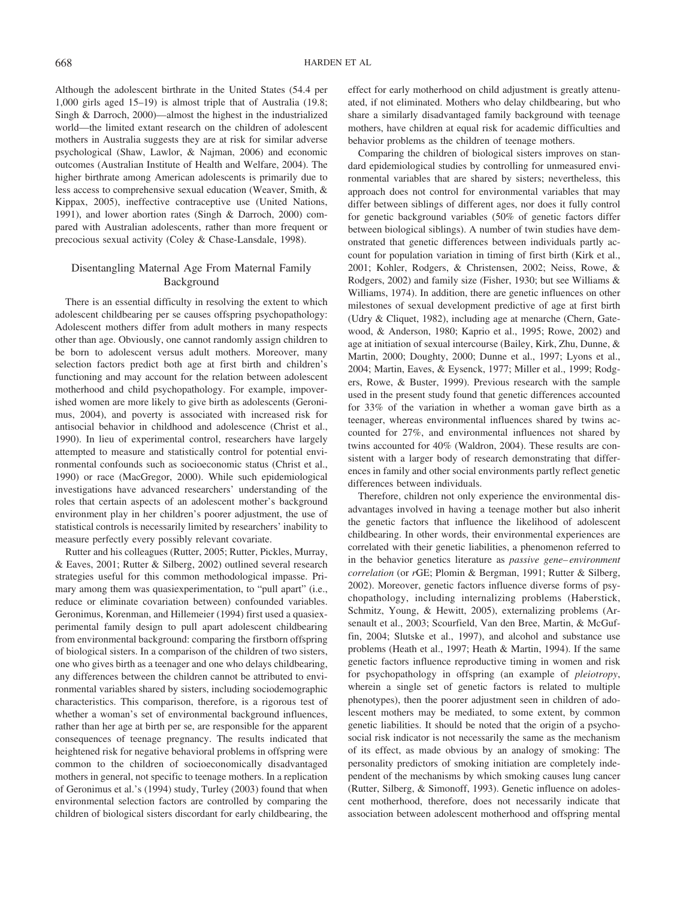Although the adolescent birthrate in the United States (54.4 per 1,000 girls aged 15–19) is almost triple that of Australia (19.8; Singh & Darroch, 2000)—almost the highest in the industrialized world—the limited extant research on the children of adolescent mothers in Australia suggests they are at risk for similar adverse psychological (Shaw, Lawlor, & Najman, 2006) and economic outcomes (Australian Institute of Health and Welfare, 2004). The higher birthrate among American adolescents is primarily due to less access to comprehensive sexual education (Weaver, Smith, & Kippax, 2005), ineffective contraceptive use (United Nations, 1991), and lower abortion rates (Singh & Darroch, 2000) compared with Australian adolescents, rather than more frequent or precocious sexual activity (Coley & Chase-Lansdale, 1998).

## Disentangling Maternal Age From Maternal Family Background

There is an essential difficulty in resolving the extent to which adolescent childbearing per se causes offspring psychopathology: Adolescent mothers differ from adult mothers in many respects other than age. Obviously, one cannot randomly assign children to be born to adolescent versus adult mothers. Moreover, many selection factors predict both age at first birth and children's functioning and may account for the relation between adolescent motherhood and child psychopathology. For example, impoverished women are more likely to give birth as adolescents (Geronimus, 2004), and poverty is associated with increased risk for antisocial behavior in childhood and adolescence (Christ et al., 1990). In lieu of experimental control, researchers have largely attempted to measure and statistically control for potential environmental confounds such as socioeconomic status (Christ et al., 1990) or race (MacGregor, 2000). While such epidemiological investigations have advanced researchers' understanding of the roles that certain aspects of an adolescent mother's background environment play in her children's poorer adjustment, the use of statistical controls is necessarily limited by researchers' inability to measure perfectly every possibly relevant covariate.

Rutter and his colleagues (Rutter, 2005; Rutter, Pickles, Murray, & Eaves, 2001; Rutter & Silberg, 2002) outlined several research strategies useful for this common methodological impasse. Primary among them was quasiexperimentation, to "pull apart" (i.e., reduce or eliminate covariation between) confounded variables. Geronimus, Korenman, and Hillemeier (1994) first used a quasiexperimental family design to pull apart adolescent childbearing from environmental background: comparing the firstborn offspring of biological sisters. In a comparison of the children of two sisters, one who gives birth as a teenager and one who delays childbearing, any differences between the children cannot be attributed to environmental variables shared by sisters, including sociodemographic characteristics. This comparison, therefore, is a rigorous test of whether a woman's set of environmental background influences, rather than her age at birth per se, are responsible for the apparent consequences of teenage pregnancy. The results indicated that heightened risk for negative behavioral problems in offspring were common to the children of socioeconomically disadvantaged mothers in general, not specific to teenage mothers. In a replication of Geronimus et al.'s (1994) study, Turley (2003) found that when environmental selection factors are controlled by comparing the children of biological sisters discordant for early childbearing, the effect for early motherhood on child adjustment is greatly attenuated, if not eliminated. Mothers who delay childbearing, but who share a similarly disadvantaged family background with teenage mothers, have children at equal risk for academic difficulties and behavior problems as the children of teenage mothers.

Comparing the children of biological sisters improves on standard epidemiological studies by controlling for unmeasured environmental variables that are shared by sisters; nevertheless, this approach does not control for environmental variables that may differ between siblings of different ages, nor does it fully control for genetic background variables (50% of genetic factors differ between biological siblings). A number of twin studies have demonstrated that genetic differences between individuals partly account for population variation in timing of first birth (Kirk et al., 2001; Kohler, Rodgers, & Christensen, 2002; Neiss, Rowe, & Rodgers, 2002) and family size (Fisher, 1930; but see Williams & Williams, 1974). In addition, there are genetic influences on other milestones of sexual development predictive of age at first birth (Udry & Cliquet, 1982), including age at menarche (Chern, Gatewood, & Anderson, 1980; Kaprio et al., 1995; Rowe, 2002) and age at initiation of sexual intercourse (Bailey, Kirk, Zhu, Dunne, & Martin, 2000; Doughty, 2000; Dunne et al., 1997; Lyons et al., 2004; Martin, Eaves, & Eysenck, 1977; Miller et al., 1999; Rodgers, Rowe, & Buster, 1999). Previous research with the sample used in the present study found that genetic differences accounted for 33% of the variation in whether a woman gave birth as a teenager, whereas environmental influences shared by twins accounted for 27%, and environmental influences not shared by twins accounted for 40% (Waldron, 2004). These results are consistent with a larger body of research demonstrating that differences in family and other social environments partly reflect genetic differences between individuals.

Therefore, children not only experience the environmental disadvantages involved in having a teenage mother but also inherit the genetic factors that influence the likelihood of adolescent childbearing. In other words, their environmental experiences are correlated with their genetic liabilities, a phenomenon referred to in the behavior genetics literature as *passive gene–environment correlation* (or *r*GE; Plomin & Bergman, 1991; Rutter & Silberg, 2002). Moreover, genetic factors influence diverse forms of psychopathology, including internalizing problems (Haberstick, Schmitz, Young, & Hewitt, 2005), externalizing problems (Arsenault et al., 2003; Scourfield, Van den Bree, Martin, & McGuffin, 2004; Slutske et al., 1997), and alcohol and substance use problems (Heath et al., 1997; Heath & Martin, 1994). If the same genetic factors influence reproductive timing in women and risk for psychopathology in offspring (an example of *pleiotropy*, wherein a single set of genetic factors is related to multiple phenotypes), then the poorer adjustment seen in children of adolescent mothers may be mediated, to some extent, by common genetic liabilities. It should be noted that the origin of a psychosocial risk indicator is not necessarily the same as the mechanism of its effect, as made obvious by an analogy of smoking: The personality predictors of smoking initiation are completely independent of the mechanisms by which smoking causes lung cancer (Rutter, Silberg, & Simonoff, 1993). Genetic influence on adolescent motherhood, therefore, does not necessarily indicate that association between adolescent motherhood and offspring mental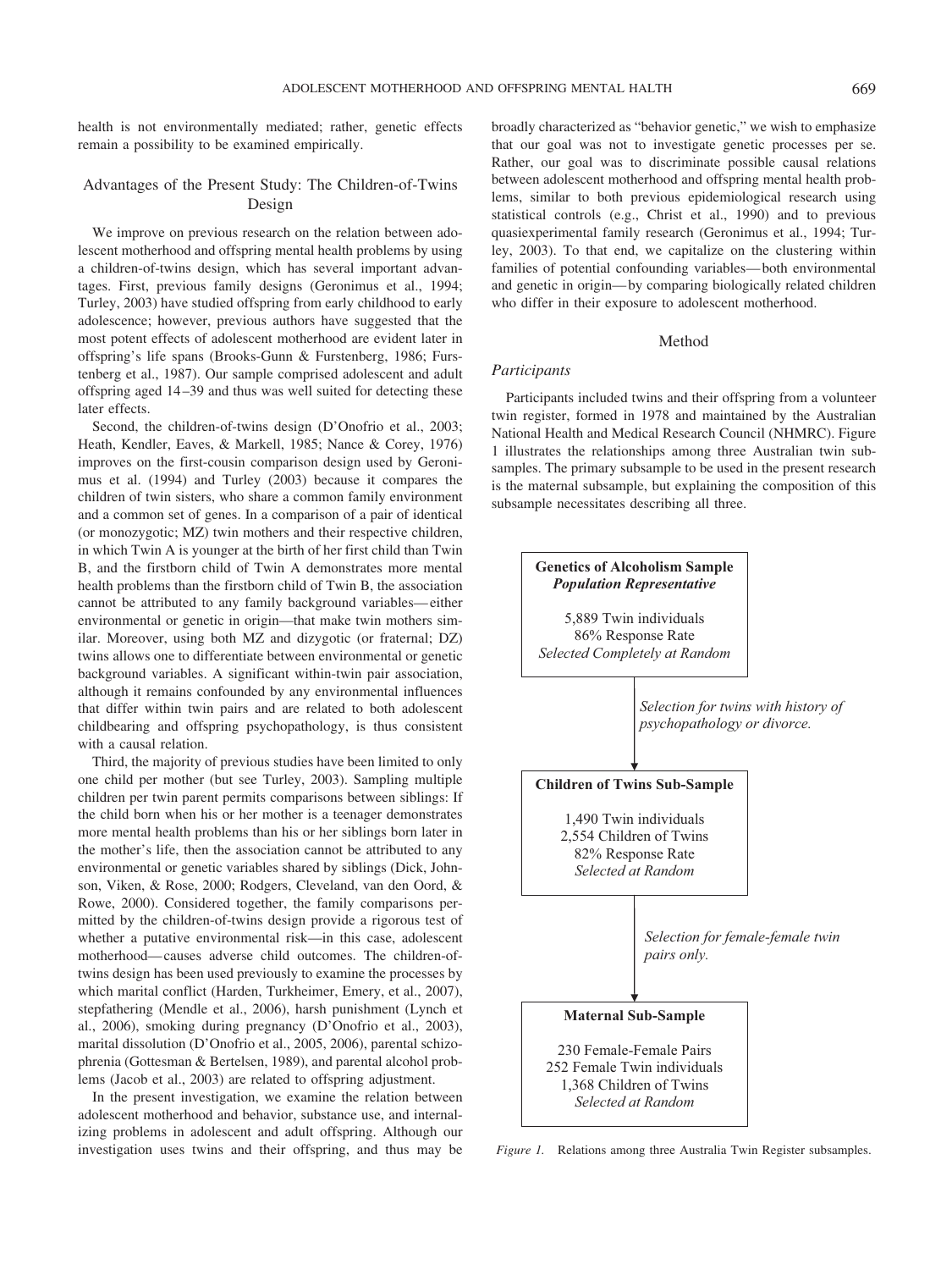health is not environmentally mediated; rather, genetic effects remain a possibility to be examined empirically.

## Advantages of the Present Study: The Children-of-Twins Design

We improve on previous research on the relation between adolescent motherhood and offspring mental health problems by using a children-of-twins design, which has several important advantages. First, previous family designs (Geronimus et al., 1994; Turley, 2003) have studied offspring from early childhood to early adolescence; however, previous authors have suggested that the most potent effects of adolescent motherhood are evident later in offspring's life spans (Brooks-Gunn & Furstenberg, 1986; Furstenberg et al., 1987). Our sample comprised adolescent and adult offspring aged 14–39 and thus was well suited for detecting these later effects.

Second, the children-of-twins design (D'Onofrio et al., 2003; Heath, Kendler, Eaves, & Markell, 1985; Nance & Corey, 1976) improves on the first-cousin comparison design used by Geronimus et al. (1994) and Turley (2003) because it compares the children of twin sisters, who share a common family environment and a common set of genes. In a comparison of a pair of identical (or monozygotic; MZ) twin mothers and their respective children, in which Twin A is younger at the birth of her first child than Twin B, and the firstborn child of Twin A demonstrates more mental health problems than the firstborn child of Twin B, the association cannot be attributed to any family background variables—either environmental or genetic in origin—that make twin mothers similar. Moreover, using both MZ and dizygotic (or fraternal; DZ) twins allows one to differentiate between environmental or genetic background variables. A significant within-twin pair association, although it remains confounded by any environmental influences that differ within twin pairs and are related to both adolescent childbearing and offspring psychopathology, is thus consistent with a causal relation.

Third, the majority of previous studies have been limited to only one child per mother (but see Turley, 2003). Sampling multiple children per twin parent permits comparisons between siblings: If the child born when his or her mother is a teenager demonstrates more mental health problems than his or her siblings born later in the mother's life, then the association cannot be attributed to any environmental or genetic variables shared by siblings (Dick, Johnson, Viken, & Rose, 2000; Rodgers, Cleveland, van den Oord, & Rowe, 2000). Considered together, the family comparisons permitted by the children-of-twins design provide a rigorous test of whether a putative environmental risk—in this case, adolescent motherhood—causes adverse child outcomes. The children-of-twins design has been used previously to examine the processes by which marital conflict (Harden, Turkheimer, Emery, et al., 2007), stepfathering (Mendle et al., 2006), harsh punishment (Lynch et al., 2006), smoking during pregnancy (D'Onofrio et al., 2003), marital dissolution (D'Onofrio et al., 2005, 2006), parental schizophrenia (Gottesman & Bertelsen, 1989), and parental alcohol problems (Jacob et al., 2003) are related to offspring adjustment.

In the present investigation, we examine the relation between adolescent motherhood and behavior, substance use, and internalizing problems in adolescent and adult offspring. Although our investigation uses twins and their offspring, and thus may be broadly characterized as "behavior genetic," we wish to emphasize that our goal was not to investigate genetic processes per se. Rather, our goal was to discriminate possible causal relations between adolescent motherhood and offspring mental health problems, similar to both previous epidemiological research using statistical controls (e.g., Christ et al., 1990) and to previous quasiexperimental family research (Geronimus et al., 1994; Turley, 2003). To that end, we capitalize on the clustering within families of potential confounding variables—both environmental and genetic in origin—by comparing biologically related children who differ in their exposure to adolescent motherhood.

## Method

### *Participants*

Participants included twins and their offspring from a volunteer twin register, formed in 1978 and maintained by the Australian National Health and Medical Research Council (NHMRC). Figure 1 illustrates the relationships among three Australian twin subsamples. The primary subsample to be used in the present research is the maternal subsample, but explaining the composition of this subsample necessitates describing all three.

**Genetics of Alcoholism Sample**
***Population Representative***

5,889 Twin individuals
86% Response Rate
*Selected Completely at Random*

↓ *Selection for twins with history of psychopathology or divorce.*

**Children of Twins Sub-Sample**

1,490 Twin individuals
2,554 Children of Twins
82% Response Rate
*Selected at Random*

↓ *Selection for female-female twin pairs only.*

**Maternal Sub-Sample**

230 Female-Female Pairs
252 Female Twin individuals
1,368 Children of Twins
*Selected at Random*

*Figure 1.* Relations among three Australia Twin Register subsamples.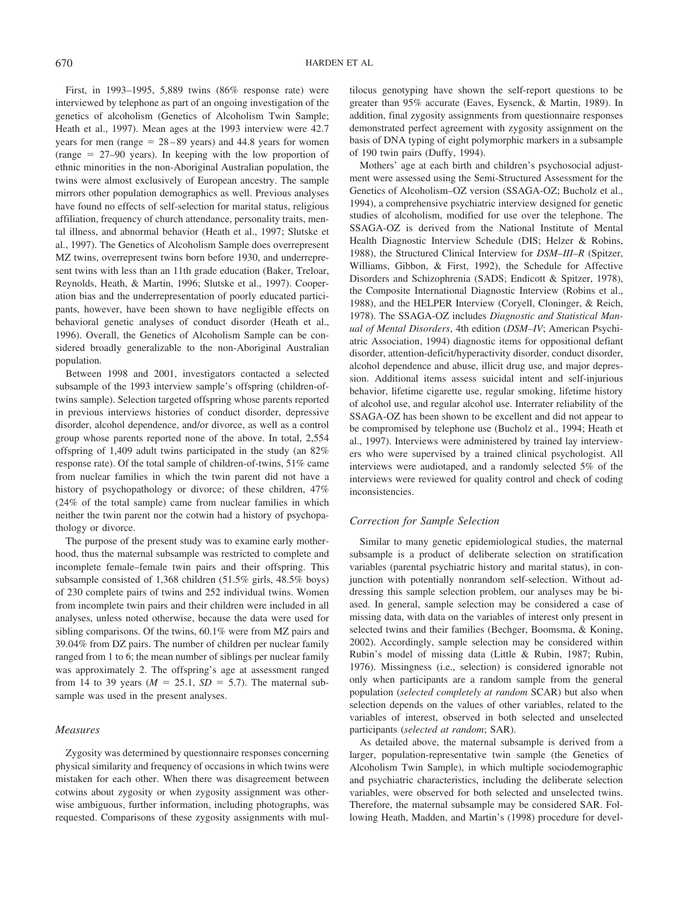First, in 1993–1995, 5,889 twins (86% response rate) were interviewed by telephone as part of an ongoing investigation of the genetics of alcoholism (Genetics of Alcoholism Twin Sample; Heath et al., 1997). Mean ages at the 1993 interview were 42.7 years for men (range = 28–89 years) and 44.8 years for women (range = 27–90 years). In keeping with the low proportion of ethnic minorities in the non-Aboriginal Australian population, the twins were almost exclusively of European ancestry. The sample mirrors other population demographics as well. Previous analyses have found no effects of self-selection for marital status, religious affiliation, frequency of church attendance, personality traits, mental illness, and abnormal behavior (Heath et al., 1997; Slutske et al., 1997). The Genetics of Alcoholism Sample does overrepresent MZ twins, overrepresent twins born before 1930, and underrepresent twins with less than an 11th grade education (Baker, Treloar, Reynolds, Heath, & Martin, 1996; Slutske et al., 1997). Cooperation bias and the underrepresentation of poorly educated participants, however, have been shown to have negligible effects on behavioral genetic analyses of conduct disorder (Heath et al., 1996). Overall, the Genetics of Alcoholism Sample can be considered broadly generalizable to the non-Aboriginal Australian population.

Between 1998 and 2001, investigators contacted a selected subsample of the 1993 interview sample's offspring (children-of-twins sample). Selection targeted offspring whose parents reported in previous interviews histories of conduct disorder, depressive disorder, alcohol dependence, and/or divorce, as well as a control group whose parents reported none of the above. In total, 2,554 offspring of 1,409 adult twins participated in the study (an 82% response rate). Of the total sample of children-of-twins, 51% came from nuclear families in which the twin parent did not have a history of psychopathology or divorce; of these children, 47% (24% of the total sample) came from nuclear families in which neither the twin parent nor the cotwin had a history of psychopathology or divorce.

The purpose of the present study was to examine early motherhood, thus the maternal subsample was restricted to complete and incomplete female–female twin pairs and their offspring. This subsample consisted of 1,368 children (51.5% girls, 48.5% boys) of 230 complete pairs of twins and 252 individual twins. Women from incomplete twin pairs and their children were included in all analyses, unless noted otherwise, because the data were used for sibling comparisons. Of the twins, 60.1% were from MZ pairs and 39.04% from DZ pairs. The number of children per nuclear family ranged from 1 to 6; the mean number of siblings per nuclear family was approximately 2. The offspring's age at assessment ranged from 14 to 39 years ($M$ = 25.1, $SD$ = 5.7). The maternal subsample was used in the present analyses.

### *Measures*

Zygosity was determined by questionnaire responses concerning physical similarity and frequency of occasions in which twins were mistaken for each other. When there was disagreement between cotwins about zygosity or when zygosity assignment was otherwise ambiguous, further information, including photographs, was requested. Comparisons of these zygosity assignments with multilocus genotyping have shown the self-report questions to be greater than 95% accurate (Eaves, Eysenck, & Martin, 1989). In addition, final zygosity assignments from questionnaire responses demonstrated perfect agreement with zygosity assignment on the basis of DNA typing of eight polymorphic markers in a subsample of 190 twin pairs (Duffy, 1994).

Mothers' age at each birth and children's psychosocial adjustment were assessed using the Semi-Structured Assessment for the Genetics of Alcoholism–OZ version (SSAGA-OZ; Bucholz et al., 1994), a comprehensive psychiatric interview designed for genetic studies of alcoholism, modified for use over the telephone. The SSAGA-OZ is derived from the National Institute of Mental Health Diagnostic Interview Schedule (DIS; Helzer & Robins, 1988), the Structured Clinical Interview for *DSM–III–R* (Spitzer, Williams, Gibbon, & First, 1992), the Schedule for Affective Disorders and Schizophrenia (SADS; Endicott & Spitzer, 1978), the Composite International Diagnostic Interview (Robins et al., 1988), and the HELPER Interview (Coryell, Cloninger, & Reich, 1978). The SSAGA-OZ includes *Diagnostic and Statistical Manual of Mental Disorders*, 4th edition (*DSM–IV*; American Psychiatric Association, 1994) diagnostic items for oppositional defiant disorder, attention-deficit/hyperactivity disorder, conduct disorder, alcohol dependence and abuse, illicit drug use, and major depression. Additional items assess suicidal intent and self-injurious behavior, lifetime cigarette use, regular smoking, lifetime history of alcohol use, and regular alcohol use. Interrater reliability of the SSAGA-OZ has been shown to be excellent and did not appear to be compromised by telephone use (Bucholz et al., 1994; Heath et al., 1997). Interviews were administered by trained lay interviewers who were supervised by a trained clinical psychologist. All interviews were audiotaped, and a randomly selected 5% of the interviews were reviewed for quality control and check of coding inconsistencies.

### *Correction for Sample Selection*

Similar to many genetic epidemiological studies, the maternal subsample is a product of deliberate selection on stratification variables (parental psychiatric history and marital status), in conjunction with potentially nonrandom self-selection. Without addressing this sample selection problem, our analyses may be biased. In general, sample selection may be considered a case of missing data, with data on the variables of interest only present in selected twins and their families (Bechger, Boomsma, & Koning, 2002). Accordingly, sample selection may be considered within Rubin's model of missing data (Little & Rubin, 1987; Rubin, 1976). Missingness (i.e., selection) is considered ignorable not only when participants are a random sample from the general population (*selected completely at random* SCAR) but also when selection depends on the values of other variables, related to the variables of interest, observed in both selected and unselected participants (*selected at random*; SAR).

As detailed above, the maternal subsample is derived from a larger, population-representative twin sample (the Genetics of Alcoholism Twin Sample), in which multiple sociodemographic and psychiatric characteristics, including the deliberate selection variables, were observed for both selected and unselected twins. Therefore, the maternal subsample may be considered SAR. Following Heath, Madden, and Martin's (1998) procedure for devel-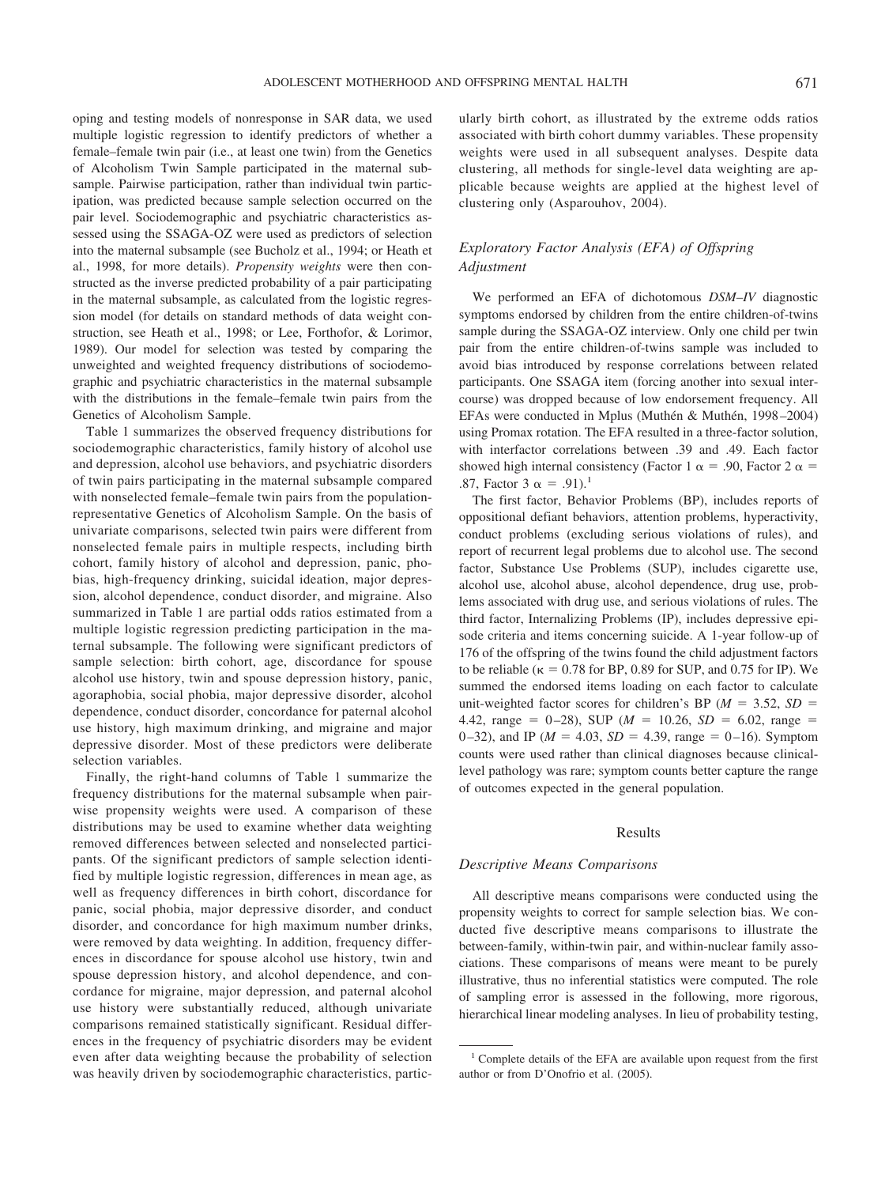oping and testing models of nonresponse in SAR data, we used multiple logistic regression to identify predictors of whether a female–female twin pair (i.e., at least one twin) from the Genetics of Alcoholism Twin Sample participated in the maternal subsample. Pairwise participation, rather than individual twin participation, was predicted because sample selection occurred on the pair level. Sociodemographic and psychiatric characteristics assessed using the SSAGA-OZ were used as predictors of selection into the maternal subsample (see Bucholz et al., 1994; or Heath et al., 1998, for more details). *Propensity weights* were then constructed as the inverse predicted probability of a pair participating in the maternal subsample, as calculated from the logistic regression model (for details on standard methods of data weight construction, see Heath et al., 1998; or Lee, Forthofor, & Lorimor, 1989). Our model for selection was tested by comparing the unweighted and weighted frequency distributions of sociodemographic and psychiatric characteristics in the maternal subsample with the distributions in the female–female twin pairs from the Genetics of Alcoholism Sample.

Table 1 summarizes the observed frequency distributions for sociodemographic characteristics, family history of alcohol use and depression, alcohol use behaviors, and psychiatric disorders of twin pairs participating in the maternal subsample compared with nonselected female–female twin pairs from the population-representative Genetics of Alcoholism Sample. On the basis of univariate comparisons, selected twin pairs were different from nonselected female pairs in multiple respects, including birth cohort, family history of alcohol and depression, panic, phobias, high-frequency drinking, suicidal ideation, major depression, alcohol dependence, conduct disorder, and migraine. Also summarized in Table 1 are partial odds ratios estimated from a multiple logistic regression predicting participation in the maternal subsample. The following were significant predictors of sample selection: birth cohort, age, discordance for spouse alcohol use history, twin and spouse depression history, panic, agoraphobia, social phobia, major depressive disorder, alcohol dependence, conduct disorder, concordance for paternal alcohol use history, high maximum drinking, and migraine and major depressive disorder. Most of these predictors were deliberate selection variables.

Finally, the right-hand columns of Table 1 summarize the frequency distributions for the maternal subsample when pairwise propensity weights were used. A comparison of these distributions may be used to examine whether data weighting removed differences between selected and nonselected participants. Of the significant predictors of sample selection identified by multiple logistic regression, differences in mean age, as well as frequency differences in birth cohort, discordance for panic, social phobia, major depressive disorder, and conduct disorder, and concordance for high maximum number drinks, were removed by data weighting. In addition, frequency differences in discordance for spouse alcohol use history, twin and spouse depression history, and alcohol dependence, and concordance for migraine, major depression, and paternal alcohol use history were substantially reduced, although univariate comparisons remained statistically significant. Residual differences in the frequency of psychiatric disorders may be evident even after data weighting because the probability of selection was heavily driven by sociodemographic characteristics, particularly birth cohort, as illustrated by the extreme odds ratios associated with birth cohort dummy variables. These propensity weights were used in all subsequent analyses. Despite data clustering, all methods for single-level data weighting are applicable because weights are applied at the highest level of clustering only (Asparouhov, 2004).

### Exploratory Factor Analysis (EFA) of Offspring Adjustment

We performed an EFA of dichotomous *DSM–IV* diagnostic symptoms endorsed by children from the entire children-of-twins sample during the SSAGA-OZ interview. Only one child per twin pair from the entire children-of-twins sample was included to avoid bias introduced by response correlations between related participants. One SSAGA item (forcing another into sexual intercourse) was dropped because of low endorsement frequency. All EFAs were conducted in Mplus (Muthén & Muthén, 1998–2004) using Promax rotation. The EFA resulted in a three-factor solution, with interfactor correlations between .39 and .49. Each factor showed high internal consistency (Factor 1 $\alpha$ = .90, Factor 2 $\alpha$ = .87, Factor 3 $\alpha$ = .91).[1]

The first factor, Behavior Problems (BP), includes reports of oppositional defiant behaviors, attention problems, hyperactivity, conduct problems (excluding serious violations of rules), and report of recurrent legal problems due to alcohol use. The second factor, Substance Use Problems (SUP), includes cigarette use, alcohol use, alcohol abuse, alcohol dependence, drug use, problems associated with drug use, and serious violations of rules. The third factor, Internalizing Problems (IP), includes depressive episode criteria and items concerning suicide. A 1-year follow-up of 176 of the offspring of the twins found the child adjustment factors to be reliable ($\kappa$ = 0.78 for BP, 0.89 for SUP, and 0.75 for IP). We summed the endorsed items loading on each factor to calculate unit-weighted factor scores for children's BP ($M$ = 3.52, $SD$ = 4.42, range = 0–28), SUP ($M$ = 10.26, $SD$ = 6.02, range = 0–32), and IP ($M$ = 4.03, $SD$ = 4.39, range = 0–16). Symptom counts were used rather than clinical diagnoses because clinical-level pathology was rare; symptom counts better capture the range of outcomes expected in the general population.

## Results

### Descriptive Means Comparisons

All descriptive means comparisons were conducted using the propensity weights to correct for sample selection bias. We conducted five descriptive means comparisons to illustrate the between-family, within-twin pair, and within-nuclear family associations. These comparisons of means were meant to be purely illustrative, thus no inferential statistics were computed. The role of sampling error is assessed in the following, more rigorous, hierarchical linear modeling analyses. In lieu of probability testing,

[1] Complete details of the EFA are available upon request from the first author or from D'Onofrio et al. (2005).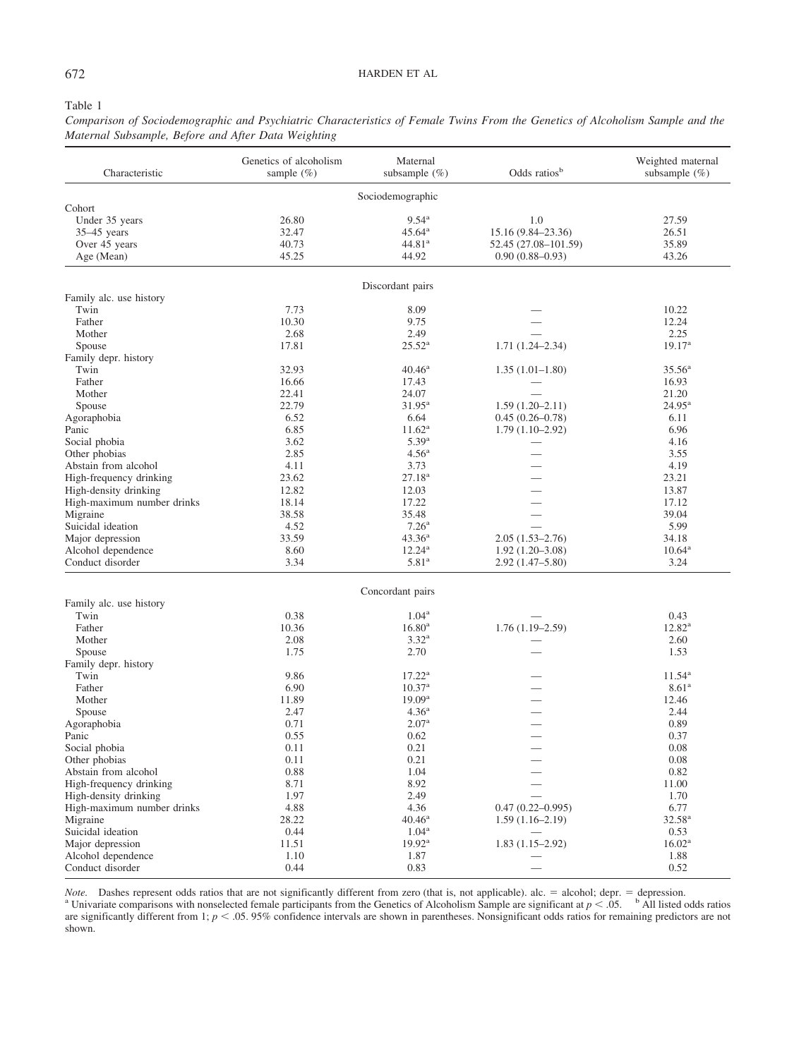Table 1

*Comparison of Sociodemographic and Psychiatric Characteristics of Female Twins From the Genetics of Alcoholism Sample and the Maternal Subsample, Before and After Data Weighting*

| Characteristic | Genetics of alcoholism sample (%) | Maternal subsample (%) | Odds ratios[b] | Weighted maternal subsample (%) |
|---|---|---|---|---|
| | | Sociodemographic | | |
| Cohort | | | | |
| Under 35 years | 26.80 | 9.54[a] | 1.0 | 27.59 |
| 35–45 years | 32.47 | 45.64[a] | 15.16 (9.84–23.36) | 26.51 |
| Over 45 years | 40.73 | 44.81[a] | 52.45 (27.08–101.59) | 35.89 |
| Age (Mean) | 45.25 | 44.92 | 0.90 (0.88–0.93) | 43.26 |
| | | Discordant pairs | | |
| Family alc. use history | | | | |
| Twin | 7.73 | 8.09 | — | 10.22 |
| Father | 10.30 | 9.75 | — | 12.24 |
| Mother | 2.68 | 2.49 | — | 2.25 |
| Spouse | 17.81 | 25.52[a] | 1.71 (1.24–2.34) | 19.17[a] |
| Family depr. history | | | | |
| Twin | 32.93 | 40.46[a] | 1.35 (1.01–1.80) | 35.56[a] |
| Father | 16.66 | 17.43 | — | 16.93 |
| Mother | 22.41 | 24.07 | — | 21.20 |
| Spouse | 22.79 | 31.95[a] | 1.59 (1.20–2.11) | 24.95[a] |
| Agoraphobia | 6.52 | 6.64 | 0.45 (0.26–0.78) | 6.11 |
| Panic | 6.85 | 11.62[a] | 1.79 (1.10–2.92) | 6.96 |
| Social phobia | 3.62 | 5.39[a] | — | 4.16 |
| Other phobias | 2.85 | 4.56[a] | — | 3.55 |
| Abstain from alcohol | 4.11 | 3.73 | — | 4.19 |
| High-frequency drinking | 23.62 | 27.18[a] | — | 23.21 |
| High-density drinking | 12.82 | 12.03 | — | 13.87 |
| High-maximum number drinks | 18.14 | 17.22 | — | 17.12 |
| Migraine | 38.58 | 35.48 | — | 39.04 |
| Suicidal ideation | 4.52 | 7.26[a] | — | 5.99 |
| Major depression | 33.59 | 43.36[a] | 2.05 (1.53–2.76) | 34.18 |
| Alcohol dependence | 8.60 | 12.24[a] | 1.92 (1.20–3.08) | 10.64[a] |
| Conduct disorder | 3.34 | 5.81[a] | 2.92 (1.47–5.80) | 3.24 |
| | | Concordant pairs | | |
| Family alc. use history | | | | |
| Twin | 0.38 | 1.04[a] | — | 0.43 |
| Father | 10.36 | 16.80[a] | 1.76 (1.19–2.59) | 12.82[a] |
| Mother | 2.08 | 3.32[a] | — | 2.60 |
| Spouse | 1.75 | 2.70 | — | 1.53 |
| Family depr. history | | | | |
| Twin | 9.86 | 17.22[a] | — | 11.54[a] |
| Father | 6.90 | 10.37[a] | — | 8.61[a] |
| Mother | 11.89 | 19.09[a] | — | 12.46 |
| Spouse | 2.47 | 4.36[a] | — | 2.44 |
| Agoraphobia | 0.71 | 2.07[a] | — | 0.89 |
| Panic | 0.55 | 0.62 | — | 0.37 |
| Social phobia | 0.11 | 0.21 | — | 0.08 |
| Other phobias | 0.11 | 0.21 | — | 0.08 |
| Abstain from alcohol | 0.88 | 1.04 | — | 0.82 |
| High-frequency drinking | 8.71 | 8.92 | — | 11.00 |
| High-density drinking | 1.97 | 2.49 | — | 1.70 |
| High-maximum number drinks | 4.88 | 4.36 | 0.47 (0.22–0.995) | 6.77 |
| Migraine | 28.22 | 40.46[a] | 1.59 (1.16–2.19) | 32.58[a] |
| Suicidal ideation | 0.44 | 1.04[a] | — | 0.53 |
| Major depression | 11.51 | 19.92[a] | 1.83 (1.15–2.92) | 16.02[a] |
| Alcohol dependence | 1.10 | 1.87 | — | 1.88 |
| Conduct disorder | 0.44 | 0.83 | — | 0.52 |

*Note.* Dashes represent odds ratios that are not significantly different from zero (that is, not applicable). alc. = alcohol; depr. = depression.
[a] Univariate comparisons with nonselected female participants from the Genetics of Alcoholism Sample are significant at $p < .05$. [b] All listed odds ratios are significantly different from 1; $p < .05$. 95% confidence intervals are shown in parentheses. Nonsignificant odds ratios for remaining predictors are not shown.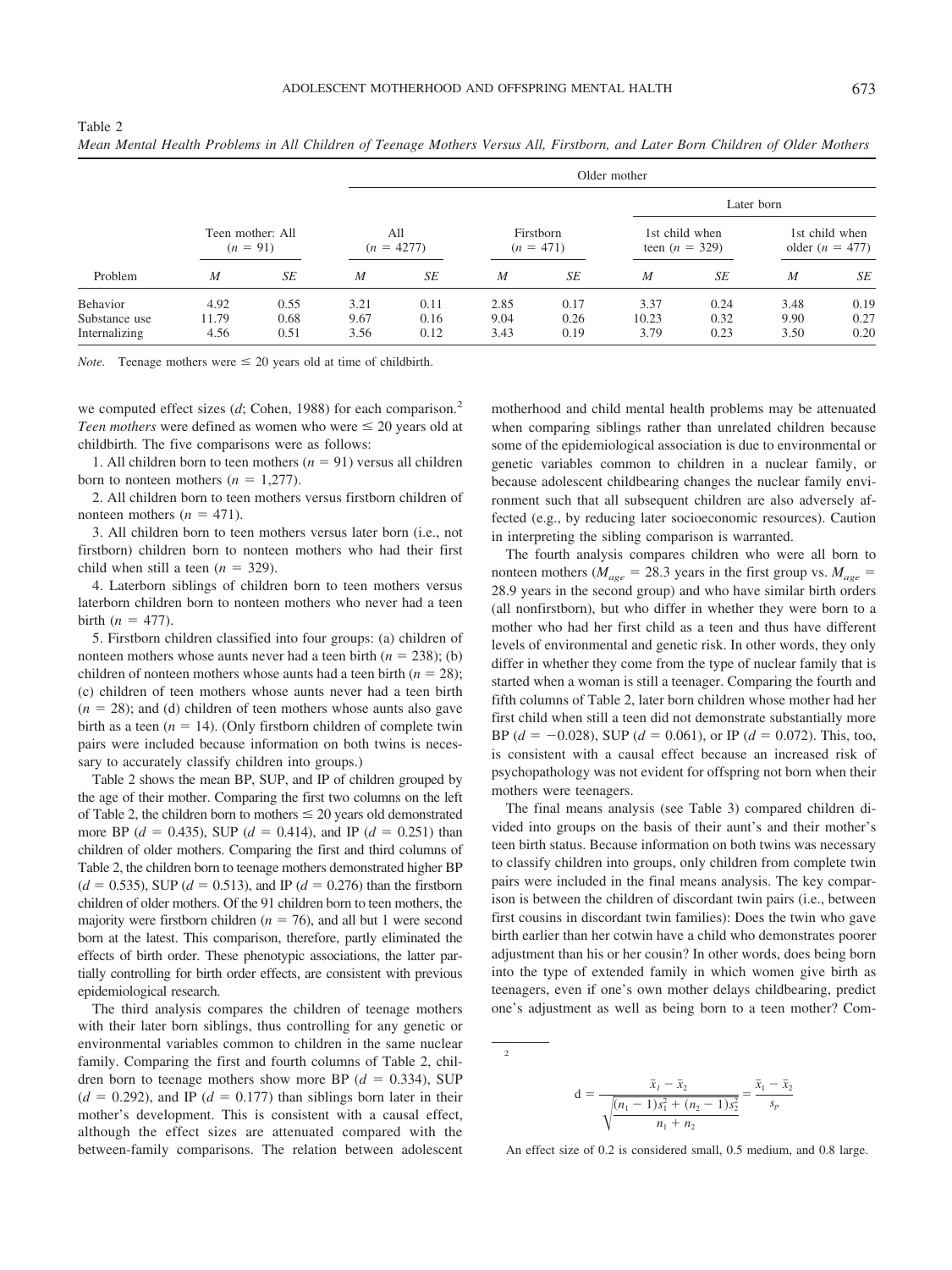Table 2

*Mean Mental Health Problems in All Children of Teenage Mothers Versus All, Firstborn, and Later Born Children of Older Mothers*

| | Teen mother: All ($n$ = 91) | | Older mother | | | | | | | |
|---|---|---|---|---|---|---|---|---|---|---|
| | | | All ($n$ = 4277) | | Firstborn ($n$ = 471) | | Later born | | | |
| | | | | | | | 1st child when teen ($n$ = 329) | | 1st child when older ($n$ = 477) | |
| Problem | *M* | *SE* | *M* | *SE* | *M* | *SE* | *M* | *SE* | *M* | *SE* |
| Behavior | 4.92 | 0.55 | 3.21 | 0.11 | 2.85 | 0.17 | 3.37 | 0.24 | 3.48 | 0.19 |
| Substance use | 11.79 | 0.68 | 9.67 | 0.16 | 9.04 | 0.26 | 10.23 | 0.32 | 9.90 | 0.27 |
| Internalizing | 4.56 | 0.51 | 3.56 | 0.12 | 3.43 | 0.19 | 3.79 | 0.23 | 3.50 | 0.20 |

*Note.* Teenage mothers were ≤ 20 years old at time of childbirth.

we computed effect sizes ($d$; Cohen, 1988) for each comparison.[2] *Teen mothers* were defined as women who were ≤ 20 years old at childbirth. The five comparisons were as follows:

1. All children born to teen mothers ($n$ = 91) versus all children born to nonteen mothers ($n$ = 1,277).

2. All children born to teen mothers versus firstborn children of nonteen mothers ($n$ = 471).

3. All children born to teen mothers versus later born (i.e., not firstborn) children born to nonteen mothers who had their first child when still a teen ($n$ = 329).

4. Laterborn siblings of children born to teen mothers versus laterborn children born to nonteen mothers who never had a teen birth ($n$ = 477).

5. Firstborn children classified into four groups: (a) children of nonteen mothers whose aunts never had a teen birth ($n$ = 238); (b) children of nonteen mothers whose aunts had a teen birth ($n$ = 28); (c) children of teen mothers whose aunts never had a teen birth ($n$ = 28); and (d) children of teen mothers whose aunts also gave birth as a teen ($n$ = 14). (Only firstborn children of complete twin pairs were included because information on both twins is necessary to accurately classify children into groups.)

Table 2 shows the mean BP, SUP, and IP of children grouped by the age of their mother. Comparing the first two columns on the left of Table 2, the children born to mothers ≤ 20 years old demonstrated more BP ($d$ = 0.435), SUP ($d$ = 0.414), and IP ($d$ = 0.251) than children of older mothers. Comparing the first and third columns of Table 2, the children born to teenage mothers demonstrated higher BP ($d$ = 0.535), SUP ($d$ = 0.513), and IP ($d$ = 0.276) than the firstborn children of older mothers. Of the 91 children born to teen mothers, the majority were firstborn children ($n$ = 76), and all but 1 were second born at the latest. This comparison, therefore, partly eliminated the effects of birth order. These phenotypic associations, the latter partially controlling for birth order effects, are consistent with previous epidemiological research.

The third analysis compares the children of teenage mothers with their later born siblings, thus controlling for any genetic or environmental variables common to children in the same nuclear family. Comparing the first and fourth columns of Table 2, children born to teenage mothers show more BP ($d$ = 0.334), SUP ($d$ = 0.292), and IP ($d$ = 0.177) than siblings born later in their mother's development. This is consistent with a causal effect, although the effect sizes are attenuated compared with the between-family comparisons. The relation between adolescent motherhood and child mental health problems may be attenuated when comparing siblings rather than unrelated children because some of the epidemiological association is due to environmental or genetic variables common to children in a nuclear family, or because adolescent childbearing changes the nuclear family environment such that all subsequent children are also adversely affected (e.g., by reducing later socioeconomic resources). Caution in interpreting the sibling comparison is warranted.

The fourth analysis compares children who were all born to nonteen mothers ($M_{age}$ = 28.3 years in the first group vs. $M_{age}$ = 28.9 years in the second group) and who have similar birth orders (all nonfirstborn), but who differ in whether they were born to a mother who had her first child as a teen and thus have different levels of environmental and genetic risk. In other words, they only differ in whether they come from the type of nuclear family that is started when a woman is still a teenager. Comparing the fourth and fifth columns of Table 2, later born children whose mother had her first child when still a teen did not demonstrate substantially more BP ($d$ = −0.028), SUP ($d$ = 0.061), or IP ($d$ = 0.072). This, too, is consistent with a causal effect because an increased risk of psychopathology was not evident for offspring not born when their mothers were teenagers.

The final means analysis (see Table 3) compared children divided into groups on the basis of their aunt's and their mother's teen birth status. Because information on both twins was necessary to classify children into groups, only children from complete twin pairs were included in the final means analysis. The key comparison is between the children of discordant twin pairs (i.e., between first cousins in discordant twin families): Does the twin who gave birth earlier than her cotwin have a child who demonstrates poorer adjustment than his or her cousin? In other words, does being born into the type of extended family in which women give birth as teenagers, even if one's own mother delays childbearing, predict one's adjustment as well as being born to a teen mother? Com-

[2]

$$d = \frac{\bar{x}_1 - \bar{x}_2}{\sqrt{\frac{(n_1 - 1)s_1^2 + (n_2 - 1)s_2^2}{n_1 + n_2}}} = \frac{\bar{x}_1 - \bar{x}_2}{s_p}$$

An effect size of 0.2 is considered small, 0.5 medium, and 0.8 large.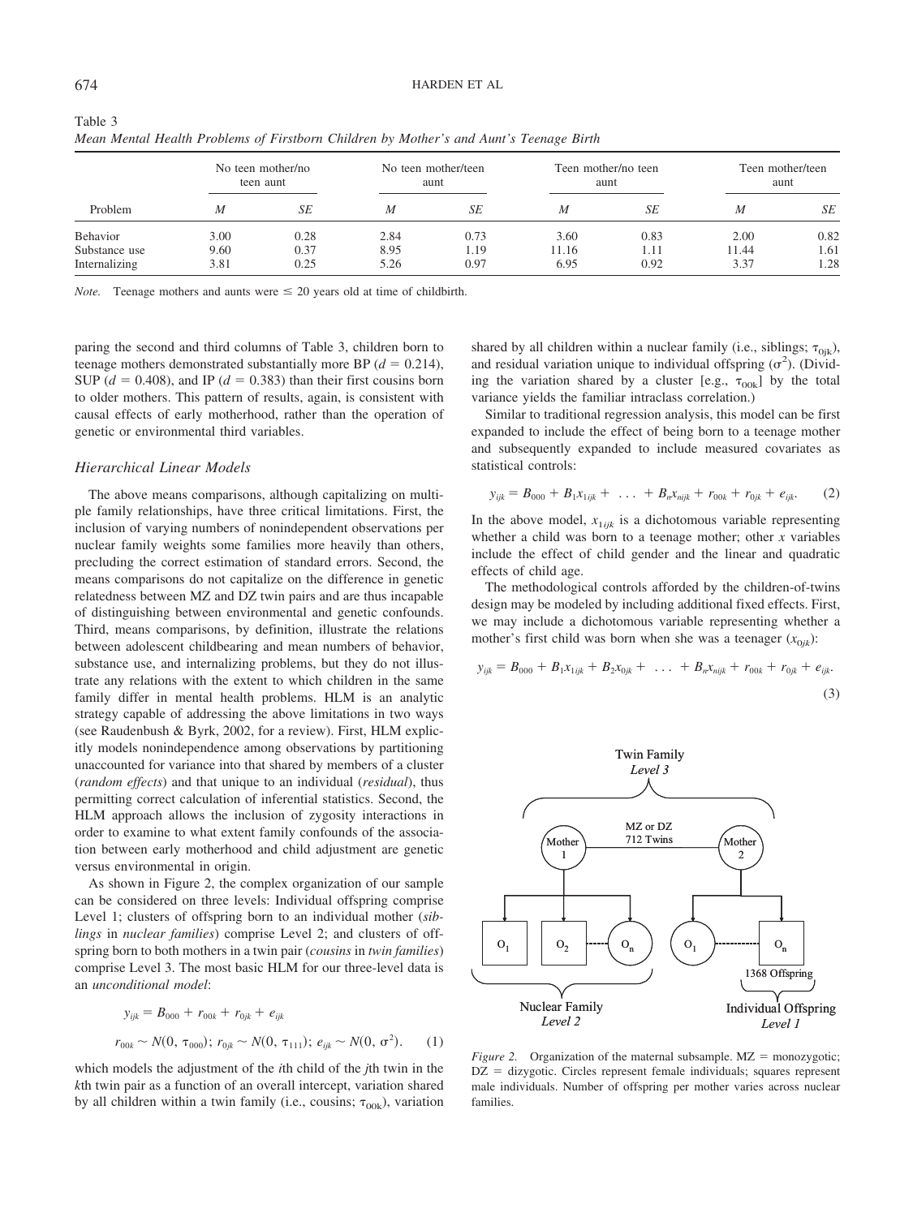Table 3
*Mean Mental Health Problems of Firstborn Children by Mother's and Aunt's Teenage Birth*

| Problem | No teen mother/no teen aunt | | No teen mother/teen aunt | | Teen mother/no teen aunt | | Teen mother/teen aunt | |
|---|---|---|---|---|---|---|---|---|
| | *M* | *SE* | *M* | *SE* | *M* | *SE* | *M* | *SE* |
| Behavior | 3.00 | 0.28 | 2.84 | 0.73 | 3.60 | 0.83 | 2.00 | 0.82 |
| Substance use | 9.60 | 0.37 | 8.95 | 1.19 | 11.16 | 1.11 | 11.44 | 1.61 |
| Internalizing | 3.81 | 0.25 | 5.26 | 0.97 | 6.95 | 0.92 | 3.37 | 1.28 |

*Note.* Teenage mothers and aunts were ≤ 20 years old at time of childbirth.

paring the second and third columns of Table 3, children born to teenage mothers demonstrated substantially more BP ($d = 0.214$), SUP ($d = 0.408$), and IP ($d = 0.383$) than their first cousins born to older mothers. This pattern of results, again, is consistent with causal effects of early motherhood, rather than the operation of genetic or environmental third variables.

### Hierarchical Linear Models

The above means comparisons, although capitalizing on multiple family relationships, have three critical limitations. First, the inclusion of varying numbers of nonindependent observations per nuclear family weights some families more heavily than others, precluding the correct estimation of standard errors. Second, the means comparisons do not capitalize on the difference in genetic relatedness between MZ and DZ twin pairs and are thus incapable of distinguishing between environmental and genetic confounds. Third, means comparisons, by definition, illustrate the relations between adolescent childbearing and mean numbers of behavior, substance use, and internalizing problems, but they do not illustrate any relations with the extent to which children in the same family differ in mental health problems. HLM is an analytic strategy capable of addressing the above limitations in two ways (see Raudenbush & Byrk, 2002, for a review). First, HLM explicitly models nonindependence among observations by partitioning unaccounted for variance into that shared by members of a cluster (*random effects*) and that unique to an individual (*residual*), thus permitting correct calculation of inferential statistics. Second, the HLM approach allows the inclusion of zygosity interactions in order to examine to what extent family confounds of the association between early motherhood and child adjustment are genetic versus environmental in origin.

As shown in Figure 2, the complex organization of our sample can be considered on three levels: Individual offspring comprise Level 1; clusters of offspring born to an individual mother (*siblings* in *nuclear families*) comprise Level 2; and clusters of offspring born to both mothers in a twin pair (*cousins* in *twin families*) comprise Level 3. The most basic HLM for our three-level data is an *unconditional model*:

$$y_{ijk} = B_{000} + r_{00k} + r_{0jk} + e_{ijk}$$

$$r_{00k} \sim N(0, \tau_{000});\ r_{0jk} \sim N(0, \tau_{111});\ e_{ijk} \sim N(0, \sigma^2). \qquad (1)$$

which models the adjustment of the *i*th child of the *j*th twin in the *k*th twin pair as a function of an overall intercept, variation shared by all children within a twin family (i.e., cousins; $\tau_{00k}$), variation shared by all children within a nuclear family (i.e., siblings; $\tau_{0jk}$), and residual variation unique to individual offspring ($\sigma^2$). (Dividing the variation shared by a cluster [e.g., $\tau_{00k}$] by the total variance yields the familiar intraclass correlation.)

Similar to traditional regression analysis, this model can be first expanded to include the effect of being born to a teenage mother and subsequently expanded to include measured covariates as statistical controls:

$$y_{ijk} = B_{000} + B_1x_{1ijk} + \ \ldots \ + B_nx_{nijk} + r_{00k} + r_{0jk} + e_{ijk}. \qquad (2)$$

In the above model, $x_{1ijk}$ is a dichotomous variable representing whether a child was born to a teenage mother; other $x$ variables include the effect of child gender and the linear and quadratic effects of child age.

The methodological controls afforded by the children-of-twins design may be modeled by including additional fixed effects. First, we may include a dichotomous variable representing whether a mother's first child was born when she was a teenager ($x_{0jk}$):

$$y_{ijk} = B_{000} + B_1x_{1ijk} + B_2x_{0jk} + \ \ldots \ + B_nx_{nijk} + r_{00k} + r_{0jk} + e_{ijk}. \qquad (3)$$

*Figure 2.* Organization of the maternal subsample. MZ = monozygotic; DZ = dizygotic. Circles represent female individuals; squares represent male individuals. Number of offspring per mother varies across nuclear families.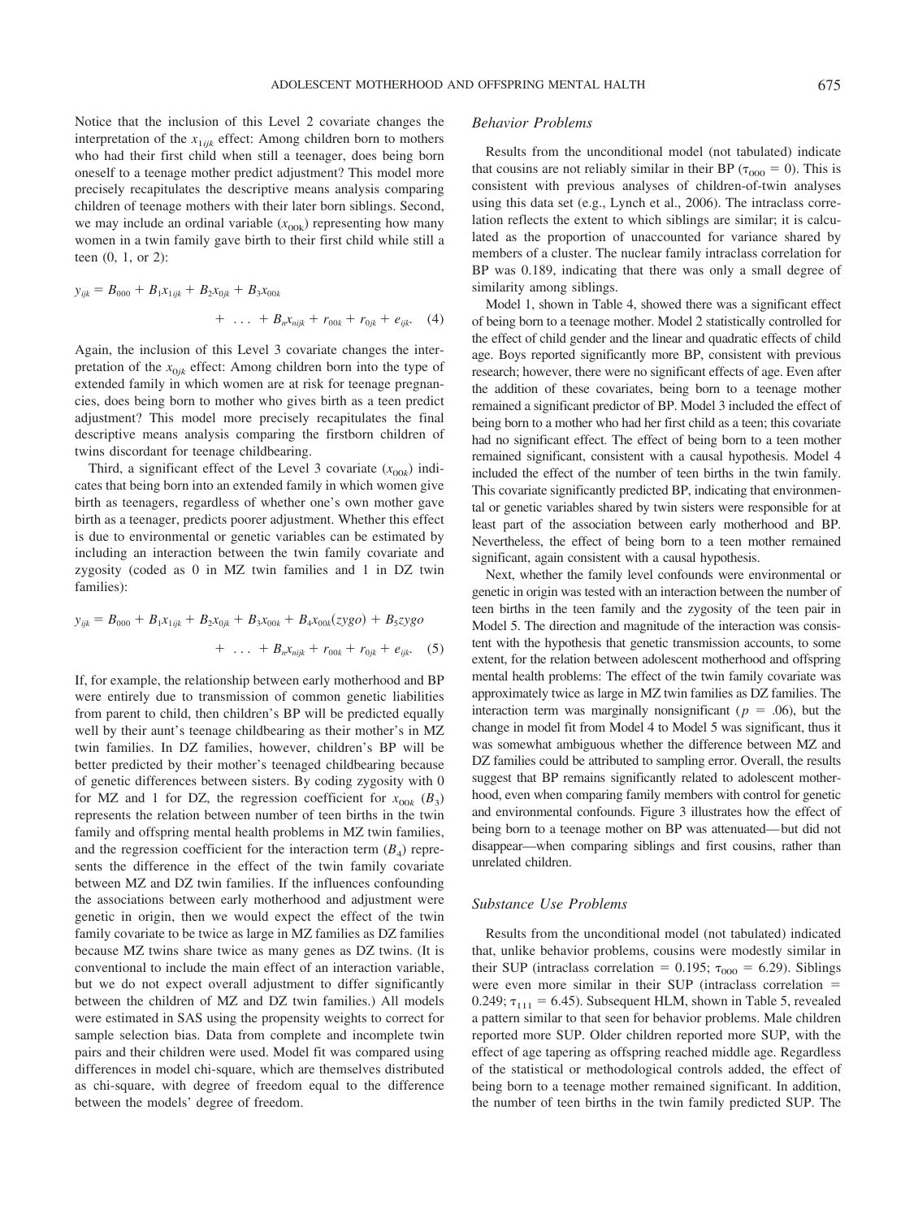Notice that the inclusion of this Level 2 covariate changes the interpretation of the $x_{1ijk}$ effect: Among children born to mothers who had their first child when still a teenager, does being born oneself to a teenage mother predict adjustment? This model more precisely recapitulates the descriptive means analysis comparing children of teenage mothers with their later born siblings. Second, we may include an ordinal variable ($x_{00k}$) representing how many women in a twin family gave birth to their first child while still a teen (0, 1, or 2):

$$y_{ijk} = B_{000} + B_1 x_{1ijk} + B_2 x_{0jk} + B_3 x_{00k} + \ldots + B_n x_{nijk} + r_{00k} + r_{0jk} + e_{ijk}. \quad (4)$$

Again, the inclusion of this Level 3 covariate changes the interpretation of the $x_{0jk}$ effect: Among children born into the type of extended family in which women are at risk for teenage pregnancies, does being born to mother who gives birth as a teen predict adjustment? This model more precisely recapitulates the final descriptive means analysis comparing the firstborn children of twins discordant for teenage childbearing.

Third, a significant effect of the Level 3 covariate ($x_{00k}$) indicates that being born into an extended family in which women give birth as teenagers, regardless of whether one's own mother gave birth as a teenager, predicts poorer adjustment. Whether this effect is due to environmental or genetic variables can be estimated by including an interaction between the twin family covariate and zygosity (coded as 0 in MZ twin families and 1 in DZ twin families):

$$y_{ijk} = B_{000} + B_1 x_{1ijk} + B_2 x_{0jk} + B_3 x_{00k} + B_4 x_{00k}(zygo) + B_5 zygo + \ldots + B_n x_{nijk} + r_{00k} + r_{0jk} + e_{ijk}. \quad (5)$$

If, for example, the relationship between early motherhood and BP were entirely due to transmission of common genetic liabilities from parent to child, then children's BP will be predicted equally well by their aunt's teenage childbearing as their mother's in MZ twin families. In DZ families, however, children's BP will be better predicted by their mother's teenaged childbearing because of genetic differences between sisters. By coding zygosity with 0 for MZ and 1 for DZ, the regression coefficient for $x_{00k}$ ($B_3$) represents the relation between number of teen births in the twin family and offspring mental health problems in MZ twin families, and the regression coefficient for the interaction term ($B_4$) represents the difference in the effect of the twin family covariate between MZ and DZ twin families. If the influences confounding the associations between early motherhood and adjustment were genetic in origin, then we would expect the effect of the twin family covariate to be twice as large in MZ families as DZ families because MZ twins share twice as many genes as DZ twins. (It is conventional to include the main effect of an interaction variable, but we do not expect overall adjustment to differ significantly between the children of MZ and DZ twin families.) All models were estimated in SAS using the propensity weights to correct for sample selection bias. Data from complete and incomplete twin pairs and their children were used. Model fit was compared using differences in model chi-square, which are themselves distributed as chi-square, with degree of freedom equal to the difference between the models' degree of freedom.

### *Behavior Problems*

Results from the unconditional model (not tabulated) indicate that cousins are not reliably similar in their BP ($\tau_{000} = 0$). This is consistent with previous analyses of children-of-twin analyses using this data set (e.g., Lynch et al., 2006). The intraclass correlation reflects the extent to which siblings are similar; it is calculated as the proportion of unaccounted for variance shared by members of a cluster. The nuclear family intraclass correlation for BP was 0.189, indicating that there was only a small degree of similarity among siblings.

Model 1, shown in Table 4, showed there was a significant effect of being born to a teenage mother. Model 2 statistically controlled for the effect of child gender and the linear and quadratic effects of child age. Boys reported significantly more BP, consistent with previous research; however, there were no significant effects of age. Even after the addition of these covariates, being born to a teenage mother remained a significant predictor of BP. Model 3 included the effect of being born to a mother who had her first child as a teen; this covariate had no significant effect. The effect of being born to a teen mother remained significant, consistent with a causal hypothesis. Model 4 included the effect of the number of teen births in the twin family. This covariate significantly predicted BP, indicating that environmental or genetic variables shared by twin sisters were responsible for at least part of the association between early motherhood and BP. Nevertheless, the effect of being born to a teen mother remained significant, again consistent with a causal hypothesis.

Next, whether the family level confounds were environmental or genetic in origin was tested with an interaction between the number of teen births in the teen family and the zygosity of the teen pair in Model 5. The direction and magnitude of the interaction was consistent with the hypothesis that genetic transmission accounts, to some extent, for the relation between adolescent motherhood and offspring mental health problems: The effect of the twin family covariate was approximately twice as large in MZ twin families as DZ families. The interaction term was marginally nonsignificant ($p = .06$), but the change in model fit from Model 4 to Model 5 was significant, thus it was somewhat ambiguous whether the difference between MZ and DZ families could be attributed to sampling error. Overall, the results suggest that BP remains significantly related to adolescent motherhood, even when comparing family members with control for genetic and environmental confounds. Figure 3 illustrates how the effect of being born to a teenage mother on BP was attenuated—but did not disappear—when comparing siblings and first cousins, rather than unrelated children.

### *Substance Use Problems*

Results from the unconditional model (not tabulated) indicated that, unlike behavior problems, cousins were modestly similar in their SUP (intraclass correlation = 0.195; $\tau_{000} = 6.29$). Siblings were even more similar in their SUP (intraclass correlation = 0.249; $\tau_{111} = 6.45$). Subsequent HLM, shown in Table 5, revealed a pattern similar to that seen for behavior problems. Male children reported more SUP. Older children reported more SUP, with the effect of age tapering as offspring reached middle age. Regardless of the statistical or methodological controls added, the effect of being born to a teenage mother remained significant. In addition, the number of teen births in the twin family predicted SUP. The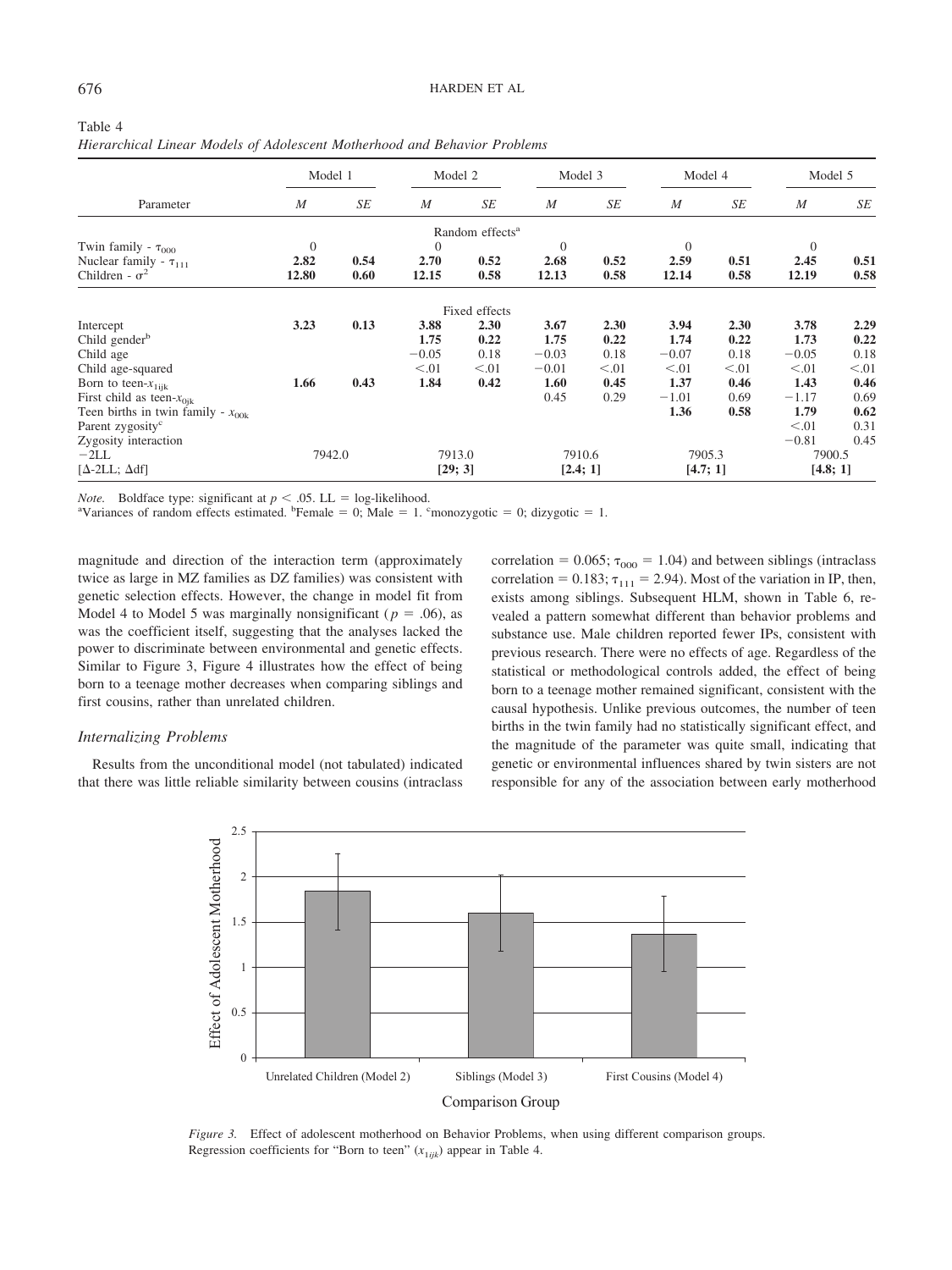Table 4
*Hierarchical Linear Models of Adolescent Motherhood and Behavior Problems*

| Parameter | Model 1 | | Model 2 | | Model 3 | | Model 4 | | Model 5 | |
|---|---|---|---|---|---|---|---|---|---|---|
| | *M* | *SE* | *M* | *SE* | *M* | *SE* | *M* | *SE* | *M* | *SE* |
| | | | | Random effects[a] | | | | | | |
| Twin family - $\tau_{000}$ | 0 | | 0 | | 0 | | 0 | | 0 | |
| Nuclear family - $\tau_{111}$ | **2.82** | **0.54** | **2.70** | **0.52** | **2.68** | **0.52** | **2.59** | **0.51** | **2.45** | **0.51** |
| Children - $\sigma^2$ | **12.80** | **0.60** | **12.15** | **0.58** | **12.13** | **0.58** | **12.14** | **0.58** | **12.19** | **0.58** |
| | | | | Fixed effects | | | | | | |
| Intercept | **3.23** | **0.13** | **3.88** | **2.30** | **3.67** | **2.30** | **3.94** | **2.30** | **3.78** | **2.29** |
| Child gender[b] | | | **1.75** | **0.22** | **1.75** | **0.22** | **1.74** | **0.22** | **1.73** | **0.22** |
| Child age | | | −0.05 | 0.18 | −0.03 | 0.18 | −0.07 | 0.18 | −0.05 | 0.18 |
| Child age-squared | | | <.01 | <.01 | −0.01 | <.01 | <.01 | <.01 | <.01 | <.01 |
| Born to teen-$x_{1ijk}$ | **1.66** | **0.43** | **1.84** | **0.42** | **1.60** | **0.45** | **1.37** | **0.46** | **1.43** | **0.46** |
| First child as teen-$x_{0jk}$ | | | | | 0.45 | 0.29 | −1.01 | 0.69 | −1.17 | 0.69 |
| Teen births in twin family - $x_{00k}$ | | | | | | | **1.36** | **0.58** | **1.79** | **0.62** |
| Parent zygosity[c] | | | | | | | | | <.01 | 0.31 |
| Zygosity interaction | | | | | | | | | −0.81 | 0.45 |
| −2LL | 7942.0 | | 7913.0 | | 7910.6 | | 7905.3 | | 7900.5 | |
| [Δ-2LL; Δdf] | | | **[29; 3]** | | **[2.4; 1]** | | **[4.7; 1]** | | **[4.8; 1]** | |

*Note.* Boldface type: significant at $p < .05$. LL = log-likelihood.
[a]Variances of random effects estimated. [b]Female = 0; Male = 1. [c]monozygotic = 0; dizygotic = 1.

magnitude and direction of the interaction term (approximately twice as large in MZ families as DZ families) was consistent with genetic selection effects. However, the change in model fit from Model 4 to Model 5 was marginally nonsignificant ($p = .06$), as was the coefficient itself, suggesting that the analyses lacked the power to discriminate between environmental and genetic effects. Similar to Figure 3, Figure 4 illustrates how the effect of being born to a teenage mother decreases when comparing siblings and first cousins, rather than unrelated children.

### *Internalizing Problems*

Results from the unconditional model (not tabulated) indicated that there was little reliable similarity between cousins (intraclass correlation = 0.065; $\tau_{000}$ = 1.04) and between siblings (intraclass correlation = 0.183; $\tau_{111}$ = 2.94). Most of the variation in IP, then, exists among siblings. Subsequent HLM, shown in Table 6, revealed a pattern somewhat different than behavior problems and substance use. Male children reported fewer IPs, consistent with previous research. There were no effects of age. Regardless of the statistical or methodological controls added, the effect of being born to a teenage mother remained significant, consistent with the causal hypothesis. Unlike previous outcomes, the number of teen births in the twin family had no statistically significant effect, and the magnitude of the parameter was quite small, indicating that genetic or environmental influences shared by twin sisters are not responsible for any of the association between early motherhood

*Figure 3.* Effect of adolescent motherhood on Behavior Problems, when using different comparison groups. Regression coefficients for "Born to teen" ($x_{1ijk}$) appear in Table 4.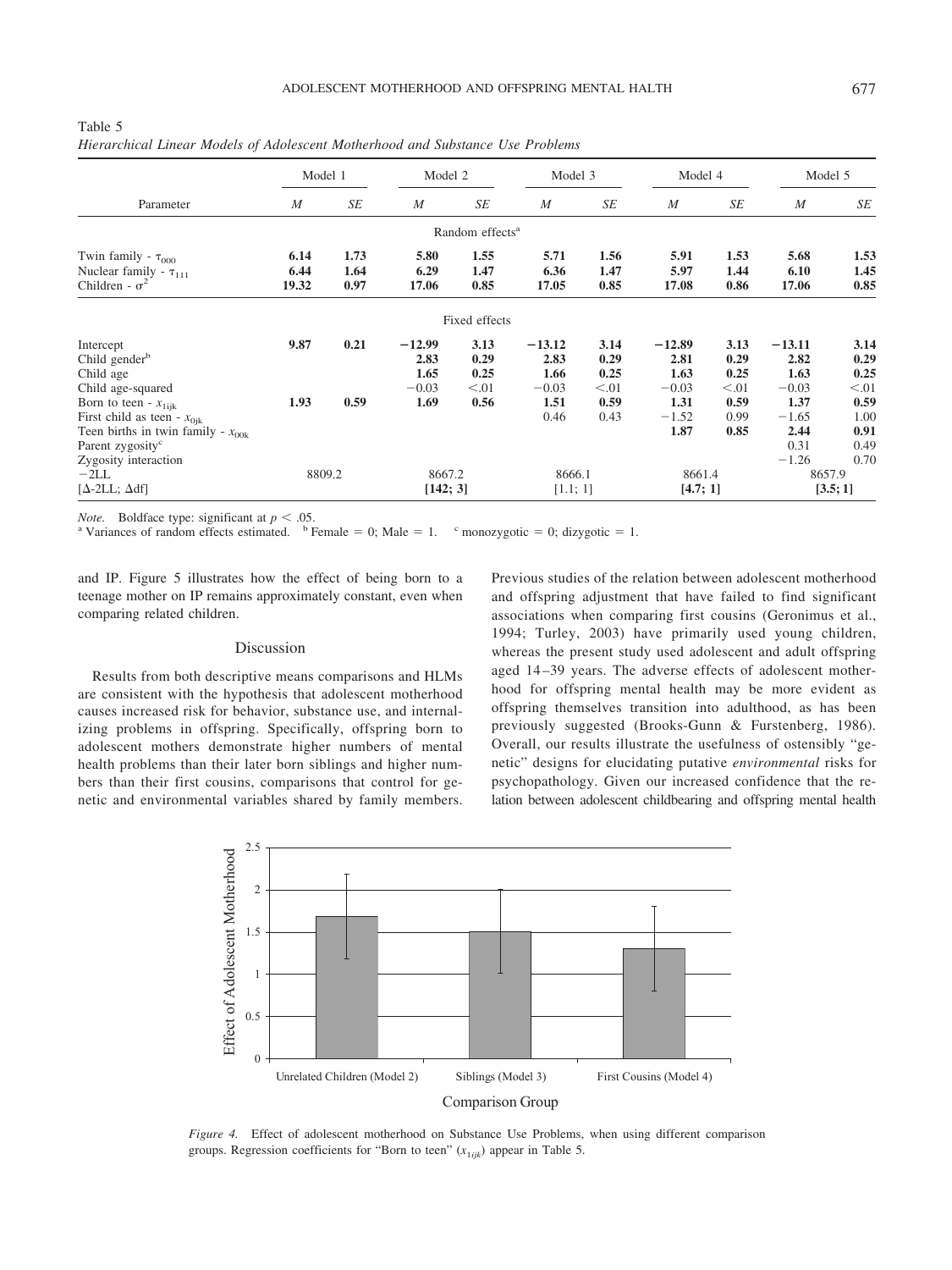Table 5
*Hierarchical Linear Models of Adolescent Motherhood and Substance Use Problems*

| Parameter | Model 1 | | Model 2 | | Model 3 | | Model 4 | | Model 5 | |
|---|---|---|---|---|---|---|---|---|---|---|
| | *M* | *SE* | *M* | *SE* | *M* | *SE* | *M* | *SE* | *M* | *SE* |
| Random effects[a] | | | | | | | | | | |
| Twin family - $\tau_{000}$ | **6.14** | **1.73** | **5.80** | **1.55** | **5.71** | **1.56** | **5.91** | **1.53** | **5.68** | **1.53** |
| Nuclear family - $\tau_{111}$ | **6.44** | **1.64** | **6.29** | **1.47** | **6.36** | **1.47** | **5.97** | **1.44** | **6.10** | **1.45** |
| Children - $\sigma^2$ | **19.32** | **0.97** | **17.06** | **0.85** | **17.05** | **0.85** | **17.08** | **0.86** | **17.06** | **0.85** |
| Fixed effects | | | | | | | | | | |
| Intercept | **9.87** | **0.21** | **−12.99** | **3.13** | **−13.12** | **3.14** | **−12.89** | **3.13** | **−13.11** | **3.14** |
| Child gender[b] | | | **2.83** | **0.29** | **2.83** | **0.29** | **2.81** | **0.29** | **2.82** | **0.29** |
| Child age | | | **1.65** | **0.25** | **1.66** | **0.25** | **1.63** | **0.25** | **1.63** | **0.25** |
| Child age-squared | | | **−0.03** | **<.01** | **−0.03** | **<.01** | **−0.03** | **<.01** | **−0.03** | **<.01** |
| Born to teen - $x_{1ijk}$ | **1.93** | **0.59** | **1.69** | **0.56** | **1.51** | **0.59** | **1.31** | **0.59** | **1.37** | **0.59** |
| First child as teen - $x_{0jk}$ | | | | | 0.46 | 0.43 | −1.52 | 0.99 | −1.65 | 1.00 |
| Teen births in twin family - $x_{00k}$ | | | | | | | **1.87** | **0.85** | **2.44** | **0.91** |
| Parent zygosity[c] | | | | | | | | | 0.31 | 0.49 |
| Zygosity interaction | | | | | | | | | −1.26 | 0.70 |
| −2LL | 8809.2 | | 8667.2 | | 8666.1 | | 8661.4 | | 8657.9 | |
| [Δ-2LL; Δdf] | | | **[142; 3]** | | [1.1; 1] | | **[4.7; 1]** | | **[3.5; 1]** | |

*Note.* Boldface type: significant at $p < .05$.
[a] Variances of random effects estimated. [b] Female = 0; Male = 1. [c] monozygotic = 0; dizygotic = 1.

and IP. Figure 5 illustrates how the effect of being born to a teenage mother on IP remains approximately constant, even when comparing related children.

## Discussion

Results from both descriptive means comparisons and HLMs are consistent with the hypothesis that adolescent motherhood causes increased risk for behavior, substance use, and internalizing problems in offspring. Specifically, offspring born to adolescent mothers demonstrate higher numbers of mental health problems than their later born siblings and higher numbers than their first cousins, comparisons that control for genetic and environmental variables shared by family members. Previous studies of the relation between adolescent motherhood and offspring adjustment that have failed to find significant associations when comparing first cousins (Geronimus et al., 1994; Turley, 2003) have primarily used young children, whereas the present study used adolescent and adult offspring aged 14–39 years. The adverse effects of adolescent motherhood for offspring mental health may be more evident as offspring themselves transition into adulthood, as has been previously suggested (Brooks-Gunn & Furstenberg, 1986). Overall, our results illustrate the usefulness of ostensibly "genetic" designs for elucidating putative *environmental* risks for psychopathology. Given our increased confidence that the relation between adolescent childbearing and offspring mental health

*Figure 4.* Effect of adolescent motherhood on Substance Use Problems, when using different comparison groups. Regression coefficients for "Born to teen" ($x_{1ijk}$) appear in Table 5.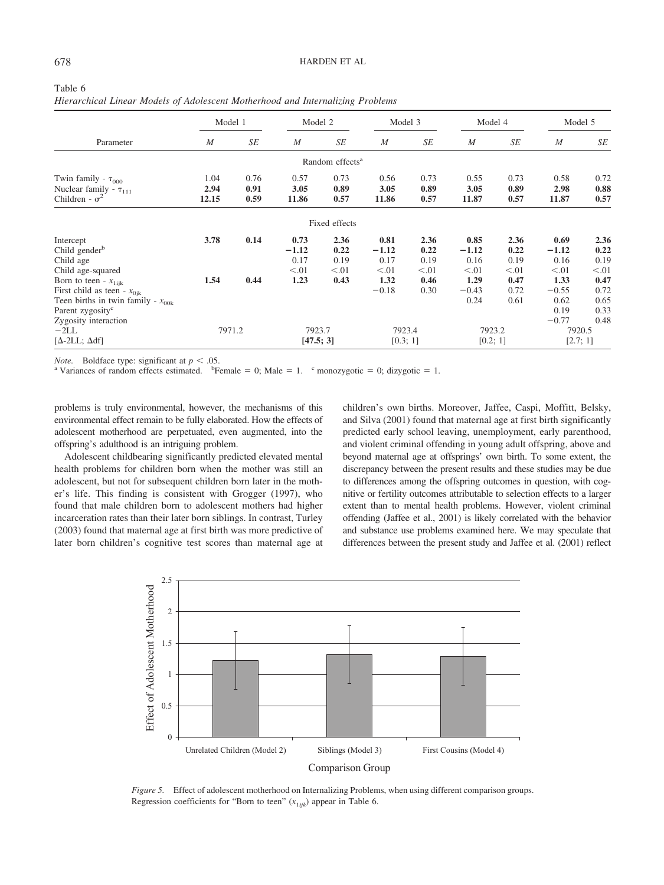Table 6
*Hierarchical Linear Models of Adolescent Motherhood and Internalizing Problems*

| Parameter | Model 1 *M* | Model 1 *SE* | Model 2 *M* | Model 2 *SE* | Model 3 *M* | Model 3 *SE* | Model 4 *M* | Model 4 *SE* | Model 5 *M* | Model 5 *SE* |
|---|---|---|---|---|---|---|---|---|---|---|
| | | | | Random effects[a] | | | | | | |
| Twin family - $\tau_{000}$ | 1.04 | 0.76 | 0.57 | 0.73 | 0.56 | 0.73 | 0.55 | 0.73 | 0.58 | 0.72 |
| Nuclear family - $\tau_{111}$ | **2.94** | **0.91** | **3.05** | **0.89** | **3.05** | **0.89** | **3.05** | **0.89** | **2.98** | **0.88** |
| Children - $\sigma^2$ | **12.15** | **0.59** | **11.86** | **0.57** | **11.86** | **0.57** | **11.87** | **0.57** | **11.87** | **0.57** |
| | | | | Fixed effects | | | | | | |
| Intercept | **3.78** | **0.14** | 0.73 | 2.36 | 0.81 | 2.36 | 0.85 | 2.36 | 0.69 | 2.36 |
| Child gender[b] | | | **−1.12** | **0.22** | **−1.12** | **0.22** | **−1.12** | **0.22** | **−1.12** | **0.22** |
| Child age | | | 0.17 | 0.19 | 0.17 | 0.19 | 0.16 | 0.19 | 0.16 | 0.19 |
| Child age-squared | | | <.01 | <.01 | <.01 | <.01 | <.01 | <.01 | <.01 | <.01 |
| Born to teen - $x_{1ijk}$ | **1.54** | **0.44** | **1.23** | **0.43** | **1.32** | **0.46** | **1.29** | **0.47** | **1.33** | **0.47** |
| First child as teen - $x_{0jk}$ | | | | | −0.18 | 0.30 | −0.43 | 0.72 | −0.55 | 0.72 |
| Teen births in twin family - $x_{00k}$ | | | | | | | 0.24 | 0.61 | 0.62 | 0.65 |
| Parent zygosity[c] | | | | | | | | | 0.19 | 0.33 |
| Zygosity interaction | | | | | | | | | −0.77 | 0.48 |
| −2LL | 7971.2 | | 7923.7 | | 7923.4 | | 7923.2 | | 7920.5 | |
| [Δ-2LL; Δdf] | | | **[47.5; 3]** | | [0.3; 1] | | [0.2; 1] | | [2.7; 1] | |

*Note.* Boldface type: significant at $p < .05$.
[a] Variances of random effects estimated. [b] Female = 0; Male = 1. [c] monozygotic = 0; dizygotic = 1.

problems is truly environmental, however, the mechanisms of this environmental effect remain to be fully elaborated. How the effects of adolescent motherhood are perpetuated, even augmented, into the offspring's adulthood is an intriguing problem.

Adolescent childbearing significantly predicted elevated mental health problems for children born when the mother was still an adolescent, but not for subsequent children born later in the mother's life. This finding is consistent with Grogger (1997), who found that male children born to adolescent mothers had higher incarceration rates than their later born siblings. In contrast, Turley (2003) found that maternal age at first birth was more predictive of later born children's cognitive test scores than maternal age at children's own births. Moreover, Jaffee, Caspi, Moffitt, Belsky, and Silva (2001) found that maternal age at first birth significantly predicted early school leaving, unemployment, early parenthood, and violent criminal offending in young adult offspring, above and beyond maternal age at offsprings' own birth. To some extent, the discrepancy between the present results and these studies may be due to differences among the offspring outcomes in question, with cognitive or fertility outcomes attributable to selection effects to a larger extent than to mental health problems. However, violent criminal offending (Jaffee et al., 2001) is likely correlated with the behavior and substance use problems examined here. We may speculate that differences between the present study and Jaffee et al. (2001) reflect

*Figure 5.* Effect of adolescent motherhood on Internalizing Problems, when using different comparison groups. Regression coefficients for "Born to teen" ($x_{1ijk}$) appear in Table 6.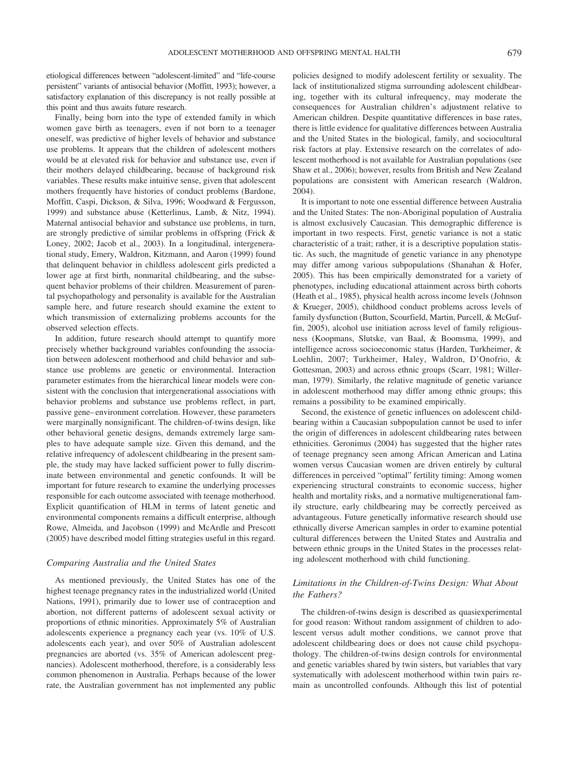etiological differences between "adolescent-limited" and "life-course persistent" variants of antisocial behavior (Moffitt, 1993); however, a satisfactory explanation of this discrepancy is not really possible at this point and thus awaits future research.

Finally, being born into the type of extended family in which women gave birth as teenagers, even if not born to a teenager oneself, was predictive of higher levels of behavior and substance use problems. It appears that the children of adolescent mothers would be at elevated risk for behavior and substance use, even if their mothers delayed childbearing, because of background risk variables. These results make intuitive sense, given that adolescent mothers frequently have histories of conduct problems (Bardone, Moffitt, Caspi, Dickson, & Silva, 1996; Woodward & Fergusson, 1999) and substance abuse (Ketterlinus, Lamb, & Nitz, 1994). Maternal antisocial behavior and substance use problems, in turn, are strongly predictive of similar problems in offspring (Frick & Loney, 2002; Jacob et al., 2003). In a longitudinal, intergenerational study, Emery, Waldron, Kitzmann, and Aaron (1999) found that delinquent behavior in childless adolescent girls predicted a lower age at first birth, nonmarital childbearing, and the subsequent behavior problems of their children. Measurement of parental psychopathology and personality is available for the Australian sample here, and future research should examine the extent to which transmission of externalizing problems accounts for the observed selection effects.

In addition, future research should attempt to quantify more precisely whether background variables confounding the association between adolescent motherhood and child behavior and substance use problems are genetic or environmental. Interaction parameter estimates from the hierarchical linear models were consistent with the conclusion that intergenerational associations with behavior problems and substance use problems reflect, in part, passive gene–environment correlation. However, these parameters were marginally nonsignificant. The children-of-twins design, like other behavioral genetic designs, demands extremely large samples to have adequate sample size. Given this demand, and the relative infrequency of adolescent childbearing in the present sample, the study may have lacked sufficient power to fully discriminate between environmental and genetic confounds. It will be important for future research to examine the underlying processes responsible for each outcome associated with teenage motherhood. Explicit quantification of HLM in terms of latent genetic and environmental components remains a difficult enterprise, although Rowe, Almeida, and Jacobson (1999) and McArdle and Prescott (2005) have described model fitting strategies useful in this regard.

### *Comparing Australia and the United States*

As mentioned previously, the United States has one of the highest teenage pregnancy rates in the industrialized world (United Nations, 1991), primarily due to lower use of contraception and abortion, not different patterns of adolescent sexual activity or proportions of ethnic minorities. Approximately 5% of Australian adolescents experience a pregnancy each year (vs. 10% of U.S. adolescents each year), and over 50% of Australian adolescent pregnancies are aborted (vs. 35% of American adolescent pregnancies). Adolescent motherhood, therefore, is a considerably less common phenomenon in Australia. Perhaps because of the lower rate, the Australian government has not implemented any public policies designed to modify adolescent fertility or sexuality. The lack of institutionalized stigma surrounding adolescent childbearing, together with its cultural infrequency, may moderate the consequences for Australian children's adjustment relative to American children. Despite quantitative differences in base rates, there is little evidence for qualitative differences between Australia and the United States in the biological, family, and sociocultural risk factors at play. Extensive research on the correlates of adolescent motherhood is not available for Australian populations (see Shaw et al., 2006); however, results from British and New Zealand populations are consistent with American research (Waldron, 2004).

It is important to note one essential difference between Australia and the United States: The non-Aboriginal population of Australia is almost exclusively Caucasian. This demographic difference is important in two respects. First, genetic variance is not a static characteristic of a trait; rather, it is a descriptive population statistic. As such, the magnitude of genetic variance in any phenotype may differ among various subpopulations (Shanahan & Hofer, 2005). This has been empirically demonstrated for a variety of phenotypes, including educational attainment across birth cohorts (Heath et al., 1985), physical health across income levels (Johnson & Krueger, 2005), childhood conduct problems across levels of family dysfunction (Button, Scourfield, Martin, Purcell, & McGuffin, 2005), alcohol use initiation across level of family religiousness (Koopmans, Slutske, van Baal, & Boomsma, 1999), and intelligence across socioeconomic status (Harden, Turkheimer, & Loehlin, 2007; Turkheimer, Haley, Waldron, D'Onofrio, & Gottesman, 2003) and across ethnic groups (Scarr, 1981; Willerman, 1979). Similarly, the relative magnitude of genetic variance in adolescent motherhood may differ among ethnic groups; this remains a possibility to be examined empirically.

Second, the existence of genetic influences on adolescent childbearing within a Caucasian subpopulation cannot be used to infer the origin of differences in adolescent childbearing rates between ethnicities. Geronimus (2004) has suggested that the higher rates of teenage pregnancy seen among African American and Latina women versus Caucasian women are driven entirely by cultural differences in perceived "optimal" fertility timing: Among women experiencing structural constraints to economic success, higher health and mortality risks, and a normative multigenerational family structure, early childbearing may be correctly perceived as advantageous. Future genetically informative research should use ethnically diverse American samples in order to examine potential cultural differences between the United States and Australia and between ethnic groups in the United States in the processes relating adolescent motherhood with child functioning.

### *Limitations in the Children-of-Twins Design: What About the Fathers?*

The children-of-twins design is described as quasiexperimental for good reason: Without random assignment of children to adolescent versus adult mother conditions, we cannot prove that adolescent childbearing does or does not cause child psychopathology. The children-of-twins design controls for environmental and genetic variables shared by twin sisters, but variables that vary systematically with adolescent motherhood within twin pairs remain as uncontrolled confounds. Although this list of potential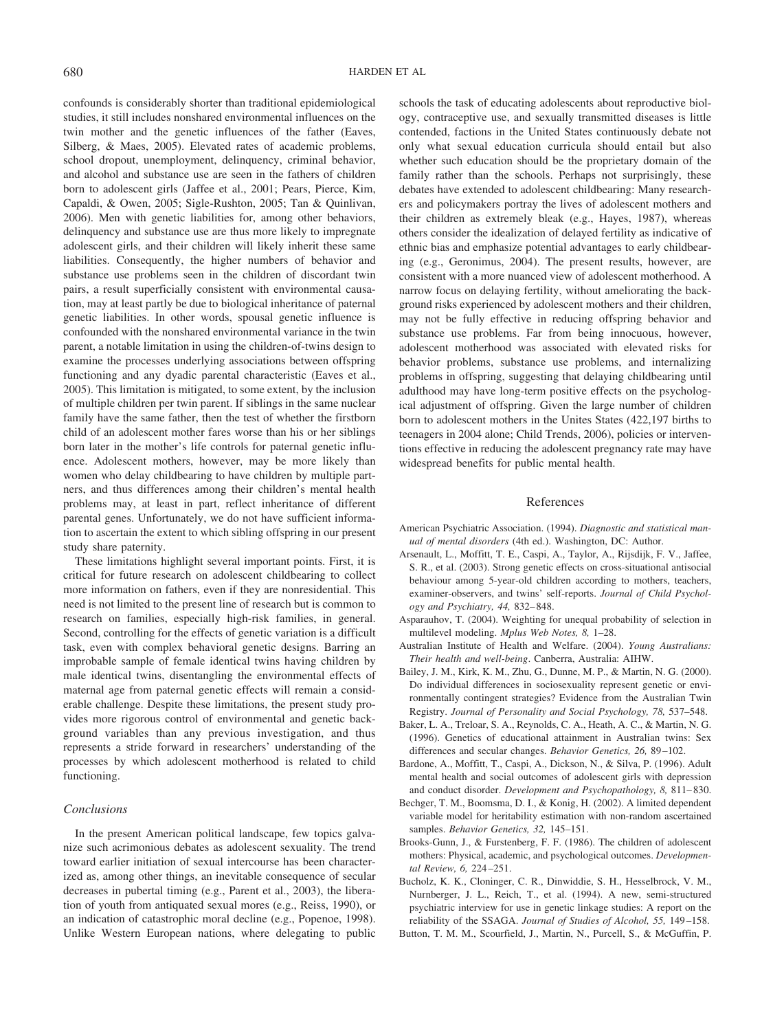confounds is considerably shorter than traditional epidemiological studies, it still includes nonshared environmental influences on the twin mother and the genetic influences of the father (Eaves, Silberg, & Maes, 2005). Elevated rates of academic problems, school dropout, unemployment, delinquency, criminal behavior, and alcohol and substance use are seen in the fathers of children born to adolescent girls (Jaffee et al., 2001; Pears, Pierce, Kim, Capaldi, & Owen, 2005; Sigle-Rushton, 2005; Tan & Quinlivan, 2006). Men with genetic liabilities for, among other behaviors, delinquency and substance use are thus more likely to impregnate adolescent girls, and their children will likely inherit these same liabilities. Consequently, the higher numbers of behavior and substance use problems seen in the children of discordant twin pairs, a result superficially consistent with environmental causation, may at least partly be due to biological inheritance of paternal genetic liabilities. In other words, spousal genetic influence is confounded with the nonshared environmental variance in the twin parent, a notable limitation in using the children-of-twins design to examine the processes underlying associations between offspring functioning and any dyadic parental characteristic (Eaves et al., 2005). This limitation is mitigated, to some extent, by the inclusion of multiple children per twin parent. If siblings in the same nuclear family have the same father, then the test of whether the firstborn child of an adolescent mother fares worse than his or her siblings born later in the mother's life controls for paternal genetic influence. Adolescent mothers, however, may be more likely than women who delay childbearing to have children by multiple partners, and thus differences among their children's mental health problems may, at least in part, reflect inheritance of different parental genes. Unfortunately, we do not have sufficient information to ascertain the extent to which sibling offspring in our present study share paternity.

These limitations highlight several important points. First, it is critical for future research on adolescent childbearing to collect more information on fathers, even if they are nonresidential. This need is not limited to the present line of research but is common to research on families, especially high-risk families, in general. Second, controlling for the effects of genetic variation is a difficult task, even with complex behavioral genetic designs. Barring an improbable sample of female identical twins having children by male identical twins, disentangling the environmental effects of maternal age from paternal genetic effects will remain a considerable challenge. Despite these limitations, the present study provides more rigorous control of environmental and genetic background variables than any previous investigation, and thus represents a stride forward in researchers' understanding of the processes by which adolescent motherhood is related to child functioning.

### *Conclusions*

In the present American political landscape, few topics galvanize such acrimonious debates as adolescent sexuality. The trend toward earlier initiation of sexual intercourse has been characterized as, among other things, an inevitable consequence of secular decreases in pubertal timing (e.g., Parent et al., 2003), the liberation of youth from antiquated sexual mores (e.g., Reiss, 1990), or an indication of catastrophic moral decline (e.g., Popenoe, 1998). Unlike Western European nations, where delegating to public schools the task of educating adolescents about reproductive biology, contraceptive use, and sexually transmitted diseases is little contended, factions in the United States continuously debate not only what sexual education curricula should entail but also whether such education should be the proprietary domain of the family rather than the schools. Perhaps not surprisingly, these debates have extended to adolescent childbearing: Many researchers and policymakers portray the lives of adolescent mothers and their children as extremely bleak (e.g., Hayes, 1987), whereas others consider the idealization of delayed fertility as indicative of ethnic bias and emphasize potential advantages to early childbearing (e.g., Geronimus, 2004). The present results, however, are consistent with a more nuanced view of adolescent motherhood. A narrow focus on delaying fertility, without ameliorating the background risks experienced by adolescent mothers and their children, may not be fully effective in reducing offspring behavior and substance use problems. Far from being innocuous, however, adolescent motherhood was associated with elevated risks for behavior problems, substance use problems, and internalizing problems in offspring, suggesting that delaying childbearing until adulthood may have long-term positive effects on the psychological adjustment of offspring. Given the large number of children born to adolescent mothers in the Unites States (422,197 births to teenagers in 2004 alone; Child Trends, 2006), policies or interventions effective in reducing the adolescent pregnancy rate may have widespread benefits for public mental health.

## References

American Psychiatric Association. (1994). *Diagnostic and statistical manual of mental disorders* (4th ed.). Washington, DC: Author.

Arsenault, L., Moffitt, T. E., Caspi, A., Taylor, A., Rijsdijk, F. V., Jaffee, S. R., et al. (2003). Strong genetic effects on cross-situational antisocial behaviour among 5-year-old children according to mothers, teachers, examiner-observers, and twins' self-reports. *Journal of Child Psychology and Psychiatry, 44,* 832–848.

Asparauhov, T. (2004). Weighting for unequal probability of selection in multilevel modeling. *Mplus Web Notes, 8,* 1–28.

Australian Institute of Health and Welfare. (2004). *Young Australians: Their health and well-being*. Canberra, Australia: AIHW.

Bailey, J. M., Kirk, K. M., Zhu, G., Dunne, M. P., & Martin, N. G. (2000). Do individual differences in sociosexuality represent genetic or environmentally contingent strategies? Evidence from the Australian Twin Registry. *Journal of Personality and Social Psychology, 78,* 537–548.

Baker, L. A., Treloar, S. A., Reynolds, C. A., Heath, A. C., & Martin, N. G. (1996). Genetics of educational attainment in Australian twins: Sex differences and secular changes. *Behavior Genetics, 26,* 89–102.

Bardone, A., Moffitt, T., Caspi, A., Dickson, N., & Silva, P. (1996). Adult mental health and social outcomes of adolescent girls with depression and conduct disorder. *Development and Psychopathology, 8,* 811–830.

Bechger, T. M., Boomsma, D. I., & Konig, H. (2002). A limited dependent variable model for heritability estimation with non-random ascertained samples. *Behavior Genetics, 32,* 145–151.

Brooks-Gunn, J., & Furstenberg, F. F. (1986). The children of adolescent mothers: Physical, academic, and psychological outcomes. *Developmental Review, 6,* 224–251.

Bucholz, K. K., Cloninger, C. R., Dinwiddie, S. H., Hesselbrock, V. M., Nurnberger, J. L., Reich, T., et al. (1994). A new, semi-structured psychiatric interview for use in genetic linkage studies: A report on the reliability of the SSAGA. *Journal of Studies of Alcohol, 55,* 149–158.

Button, T. M. M., Scourfield, J., Martin, N., Purcell, S., & McGuffin, P.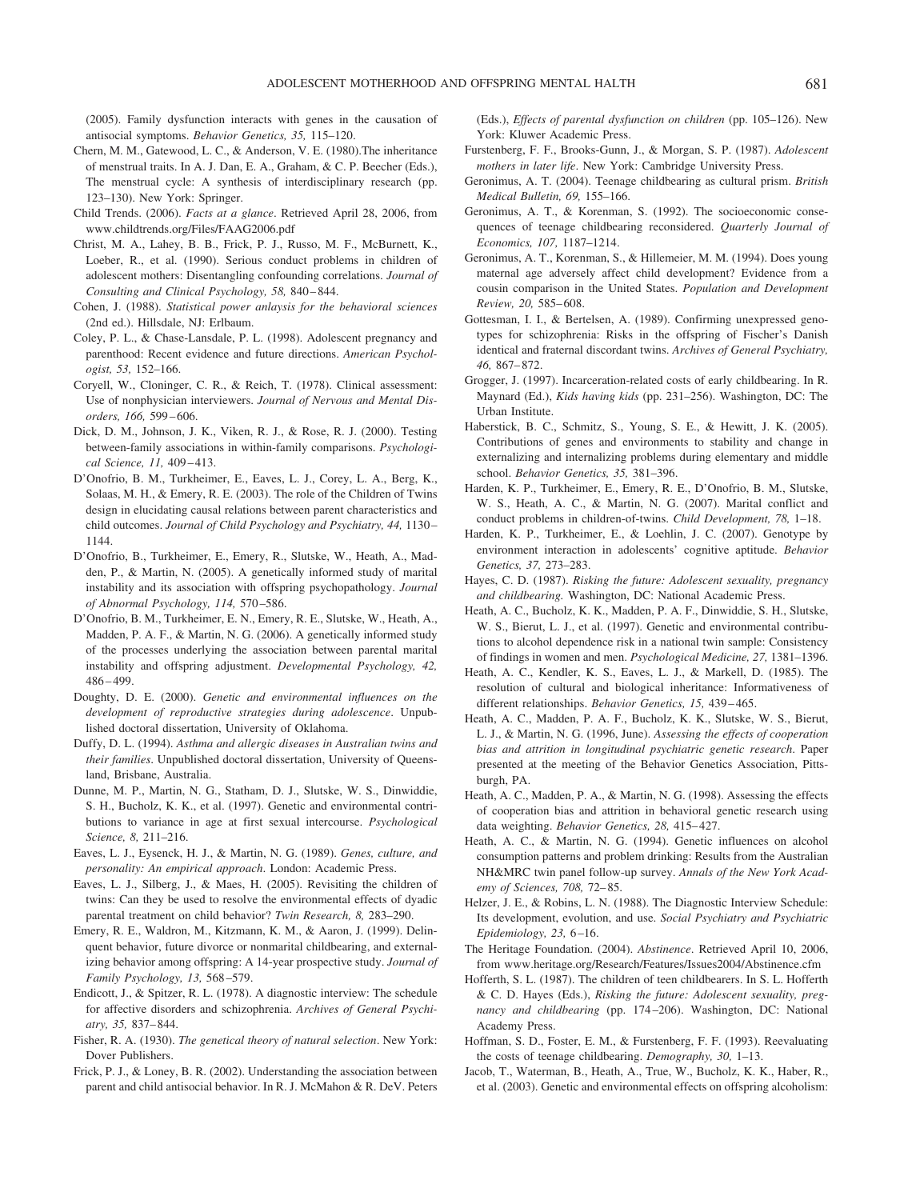(2005). Family dysfunction interacts with genes in the causation of antisocial symptoms. *Behavior Genetics, 35,* 115–120.

Chern, M. M., Gatewood, L. C., & Anderson, V. E. (1980).The inheritance of menstrual traits. In A. J. Dan, E. A., Graham, & C. P. Beecher (Eds.), The menstrual cycle: A synthesis of interdisciplinary research (pp. 123–130). New York: Springer.

Child Trends. (2006). *Facts at a glance*. Retrieved April 28, 2006, from www.childtrends.org/Files/FAAG2006.pdf

Christ, M. A., Lahey, B. B., Frick, P. J., Russo, M. F., McBurnett, K., Loeber, R., et al. (1990). Serious conduct problems in children of adolescent mothers: Disentangling confounding correlations. *Journal of Consulting and Clinical Psychology, 58,* 840–844.

Cohen, J. (1988). *Statistical power anlaysis for the behavioral sciences* (2nd ed.). Hillsdale, NJ: Erlbaum.

Coley, P. L., & Chase-Lansdale, P. L. (1998). Adolescent pregnancy and parenthood: Recent evidence and future directions. *American Psychologist, 53,* 152–166.

Coryell, W., Cloninger, C. R., & Reich, T. (1978). Clinical assessment: Use of nonphysician interviewers. *Journal of Nervous and Mental Disorders, 166,* 599–606.

Dick, D. M., Johnson, J. K., Viken, R. J., & Rose, R. J. (2000). Testing between-family associations in within-family comparisons. *Psychological Science, 11,* 409–413.

D'Onofrio, B. M., Turkheimer, E., Eaves, L. J., Corey, L. A., Berg, K., Solaas, M. H., & Emery, R. E. (2003). The role of the Children of Twins design in elucidating causal relations between parent characteristics and child outcomes. *Journal of Child Psychology and Psychiatry, 44,* 1130–1144.

D'Onofrio, B., Turkheimer, E., Emery, R., Slutske, W., Heath, A., Madden, P., & Martin, N. (2005). A genetically informed study of marital instability and its association with offspring psychopathology. *Journal of Abnormal Psychology, 114,* 570–586.

D'Onofrio, B. M., Turkheimer, E. N., Emery, R. E., Slutske, W., Heath, A., Madden, P. A. F., & Martin, N. G. (2006). A genetically informed study of the processes underlying the association between parental marital instability and offspring adjustment. *Developmental Psychology, 42,* 486–499.

Doughty, D. E. (2000). *Genetic and environmental influences on the development of reproductive strategies during adolescence*. Unpublished doctoral dissertation, University of Oklahoma.

Duffy, D. L. (1994). *Asthma and allergic diseases in Australian twins and their families*. Unpublished doctoral dissertation, University of Queensland, Brisbane, Australia.

Dunne, M. P., Martin, N. G., Statham, D. J., Slutske, W. S., Dinwiddie, S. H., Bucholz, K. K., et al. (1997). Genetic and environmental contributions to variance in age at first sexual intercourse. *Psychological Science, 8,* 211–216.

Eaves, L. J., Eysenck, H. J., & Martin, N. G. (1989). *Genes, culture, and personality: An empirical approach*. London: Academic Press.

Eaves, L. J., Silberg, J., & Maes, H. (2005). Revisiting the children of twins: Can they be used to resolve the environmental effects of dyadic parental treatment on child behavior? *Twin Research, 8,* 283–290.

Emery, R. E., Waldron, M., Kitzmann, K. M., & Aaron, J. (1999). Delinquent behavior, future divorce or nonmarital childbearing, and externalizing behavior among offspring: A 14-year prospective study. *Journal of Family Psychology, 13,* 568–579.

Endicott, J., & Spitzer, R. L. (1978). A diagnostic interview: The schedule for affective disorders and schizophrenia. *Archives of General Psychiatry, 35,* 837–844.

Fisher, R. A. (1930). *The genetical theory of natural selection*. New York: Dover Publishers.

Frick, P. J., & Loney, B. R. (2002). Understanding the association between parent and child antisocial behavior. In R. J. McMahon & R. DeV. Peters (Eds.), *Effects of parental dysfunction on children* (pp. 105–126). New York: Kluwer Academic Press.

Furstenberg, F. F., Brooks-Gunn, J., & Morgan, S. P. (1987). *Adolescent mothers in later life*. New York: Cambridge University Press.

Geronimus, A. T. (2004). Teenage childbearing as cultural prism. *British Medical Bulletin, 69,* 155–166.

Geronimus, A. T., & Korenman, S. (1992). The socioeconomic consequences of teenage childbearing reconsidered. *Quarterly Journal of Economics, 107,* 1187–1214.

Geronimus, A. T., Korenman, S., & Hillemeier, M. M. (1994). Does young maternal age adversely affect child development? Evidence from a cousin comparison in the United States. *Population and Development Review, 20,* 585–608.

Gottesman, I. I., & Bertelsen, A. (1989). Confirming unexpressed genotypes for schizophrenia: Risks in the offspring of Fischer's Danish identical and fraternal discordant twins. *Archives of General Psychiatry, 46,* 867–872.

Grogger, J. (1997). Incarceration-related costs of early childbearing. In R. Maynard (Ed.), *Kids having kids* (pp. 231–256). Washington, DC: The Urban Institute.

Haberstick, B. C., Schmitz, S., Young, S. E., & Hewitt, J. K. (2005). Contributions of genes and environments to stability and change in externalizing and internalizing problems during elementary and middle school. *Behavior Genetics, 35,* 381–396.

Harden, K. P., Turkheimer, E., Emery, R. E., D'Onofrio, B. M., Slutske, W. S., Heath, A. C., & Martin, N. G. (2007). Marital conflict and conduct problems in children-of-twins. *Child Development, 78,* 1–18.

Harden, K. P., Turkheimer, E., & Loehlin, J. C. (2007). Genotype by environment interaction in adolescents' cognitive aptitude. *Behavior Genetics, 37,* 273–283.

Hayes, C. D. (1987). *Risking the future: Adolescent sexuality, pregnancy and childbearing.* Washington, DC: National Academic Press.

Heath, A. C., Bucholz, K. K., Madden, P. A. F., Dinwiddie, S. H., Slutske, W. S., Bierut, L. J., et al. (1997). Genetic and environmental contributions to alcohol dependence risk in a national twin sample: Consistency of findings in women and men. *Psychological Medicine, 27,* 1381–1396.

Heath, A. C., Kendler, K. S., Eaves, L. J., & Markell, D. (1985). The resolution of cultural and biological inheritance: Informativeness of different relationships. *Behavior Genetics, 15,* 439–465.

Heath, A. C., Madden, P. A. F., Bucholz, K. K., Slutske, W. S., Bierut, L. J., & Martin, N. G. (1996, June). *Assessing the effects of cooperation bias and attrition in longitudinal psychiatric genetic research*. Paper presented at the meeting of the Behavior Genetics Association, Pittsburgh, PA.

Heath, A. C., Madden, P. A., & Martin, N. G. (1998). Assessing the effects of cooperation bias and attrition in behavioral genetic research using data weighting. *Behavior Genetics, 28,* 415–427.

Heath, A. C., & Martin, N. G. (1994). Genetic influences on alcohol consumption patterns and problem drinking: Results from the Australian NH&MRC twin panel follow-up survey. *Annals of the New York Academy of Sciences, 708,* 72–85.

Helzer, J. E., & Robins, L. N. (1988). The Diagnostic Interview Schedule: Its development, evolution, and use. *Social Psychiatry and Psychiatric Epidemiology, 23,* 6–16.

The Heritage Foundation. (2004). *Abstinence*. Retrieved April 10, 2006, from www.heritage.org/Research/Features/Issues2004/Abstinence.cfm

Hofferth, S. L. (1987). The children of teen childbearers. In S. L. Hofferth & C. D. Hayes (Eds.), *Risking the future: Adolescent sexuality, pregnancy and childbearing* (pp. 174–206). Washington, DC: National Academy Press.

Hoffman, S. D., Foster, E. M., & Furstenberg, F. F. (1993). Reevaluating the costs of teenage childbearing. *Demography, 30,* 1–13.

Jacob, T., Waterman, B., Heath, A., True, W., Bucholz, K. K., Haber, R., et al. (2003). Genetic and environmental effects on offspring alcoholism: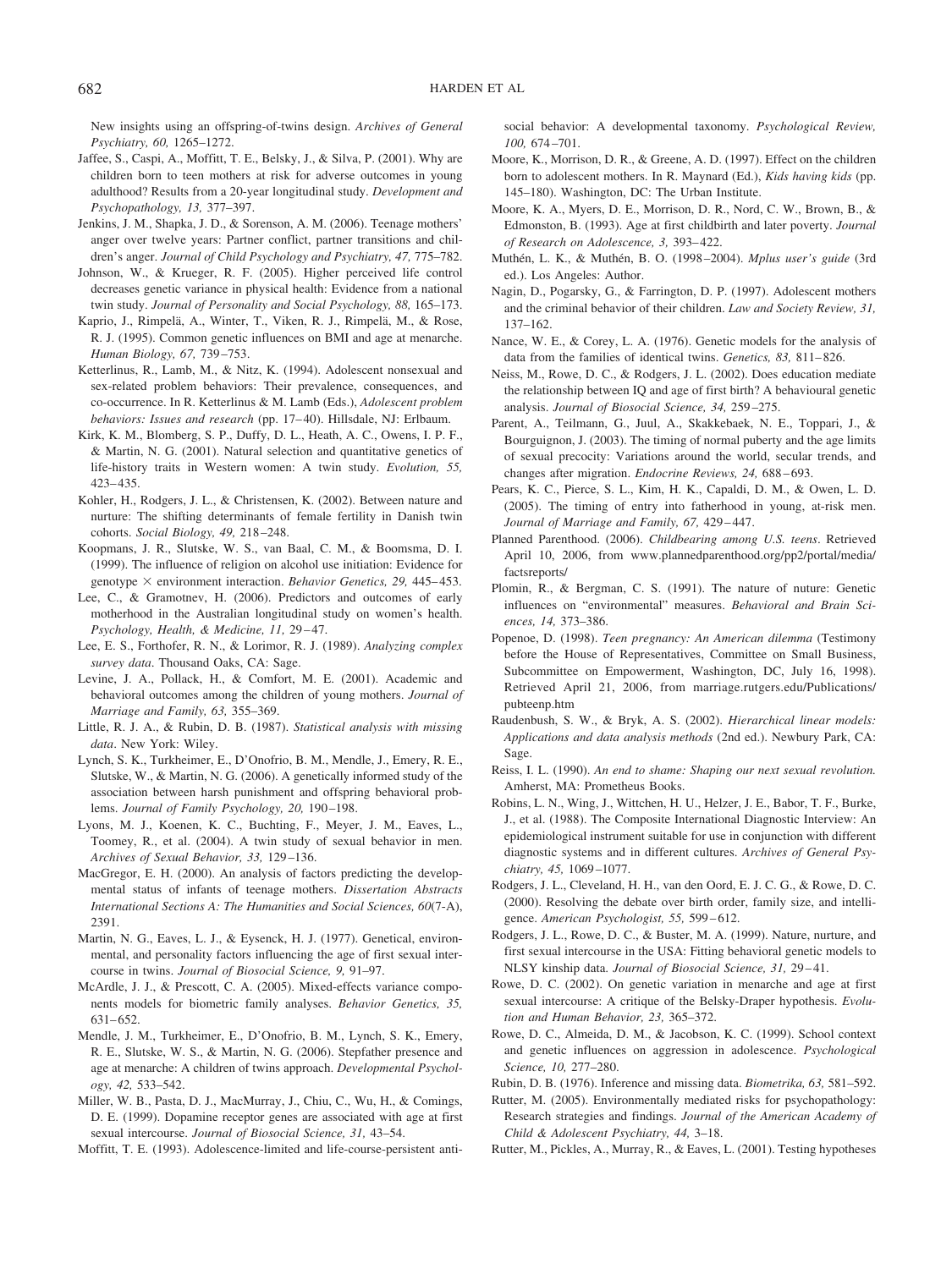New insights using an offspring-of-twins design. *Archives of General Psychiatry, 60,* 1265–1272.

Jaffee, S., Caspi, A., Moffitt, T. E., Belsky, J., & Silva, P. (2001). Why are children born to teen mothers at risk for adverse outcomes in young adulthood? Results from a 20-year longitudinal study. *Development and Psychopathology, 13,* 377–397.

Jenkins, J. M., Shapka, J. D., & Sorenson, A. M. (2006). Teenage mothers' anger over twelve years: Partner conflict, partner transitions and children's anger. *Journal of Child Psychology and Psychiatry, 47,* 775–782.

Johnson, W., & Krueger, R. F. (2005). Higher perceived life control decreases genetic variance in physical health: Evidence from a national twin study. *Journal of Personality and Social Psychology, 88,* 165–173.

Kaprio, J., Rimpelä, A., Winter, T., Viken, R. J., Rimpelä, M., & Rose, R. J. (1995). Common genetic influences on BMI and age at menarche. *Human Biology, 67,* 739–753.

Ketterlinus, R., Lamb, M., & Nitz, K. (1994). Adolescent nonsexual and sex-related problem behaviors: Their prevalence, consequences, and co-occurrence. In R. Ketterlinus & M. Lamb (Eds.), *Adolescent problem behaviors: Issues and research* (pp. 17–40). Hillsdale, NJ: Erlbaum.

Kirk, K. M., Blomberg, S. P., Duffy, D. L., Heath, A. C., Owens, I. P. F., & Martin, N. G. (2001). Natural selection and quantitative genetics of life-history traits in Western women: A twin study. *Evolution, 55,* 423–435.

Kohler, H., Rodgers, J. L., & Christensen, K. (2002). Between nature and nurture: The shifting determinants of female fertility in Danish twin cohorts. *Social Biology, 49,* 218–248.

Koopmans, J. R., Slutske, W. S., van Baal, C. M., & Boomsma, D. I. (1999). The influence of religion on alcohol use initiation: Evidence for genotype × environment interaction. *Behavior Genetics, 29,* 445–453.

Lee, C., & Gramotnev, H. (2006). Predictors and outcomes of early motherhood in the Australian longitudinal study on women's health. *Psychology, Health, & Medicine, 11,* 29–47.

Lee, E. S., Forthofer, R. N., & Lorimor, R. J. (1989). *Analyzing complex survey data*. Thousand Oaks, CA: Sage.

Levine, J. A., Pollack, H., & Comfort, M. E. (2001). Academic and behavioral outcomes among the children of young mothers. *Journal of Marriage and Family, 63,* 355–369.

Little, R. J. A., & Rubin, D. B. (1987). *Statistical analysis with missing data*. New York: Wiley.

Lynch, S. K., Turkheimer, E., D'Onofrio, B. M., Mendle, J., Emery, R. E., Slutske, W., & Martin, N. G. (2006). A genetically informed study of the association between harsh punishment and offspring behavioral problems. *Journal of Family Psychology, 20,* 190–198.

Lyons, M. J., Koenen, K. C., Buchting, F., Meyer, J. M., Eaves, L., Toomey, R., et al. (2004). A twin study of sexual behavior in men. *Archives of Sexual Behavior, 33,* 129–136.

MacGregor, E. H. (2000). An analysis of factors predicting the developmental status of infants of teenage mothers. *Dissertation Abstracts International Sections A: The Humanities and Social Sciences, 60*(7-A), 2391.

Martin, N. G., Eaves, L. J., & Eysenck, H. J. (1977). Genetical, environmental, and personality factors influencing the age of first sexual intercourse in twins. *Journal of Biosocial Science, 9,* 91–97.

McArdle, J. J., & Prescott, C. A. (2005). Mixed-effects variance components models for biometric family analyses. *Behavior Genetics, 35,* 631–652.

Mendle, J. M., Turkheimer, E., D'Onofrio, B. M., Lynch, S. K., Emery, R. E., Slutske, W. S., & Martin, N. G. (2006). Stepfather presence and age at menarche: A children of twins approach. *Developmental Psychology, 42,* 533–542.

Miller, W. B., Pasta, D. J., MacMurray, J., Chiu, C., Wu, H., & Comings, D. E. (1999). Dopamine receptor genes are associated with age at first sexual intercourse. *Journal of Biosocial Science, 31,* 43–54.

Moffitt, T. E. (1993). Adolescence-limited and life-course-persistent antisocial behavior: A developmental taxonomy. *Psychological Review, 100,* 674–701.

Moore, K., Morrison, D. R., & Greene, A. D. (1997). Effect on the children born to adolescent mothers. In R. Maynard (Ed.), *Kids having kids* (pp. 145–180). Washington, DC: The Urban Institute.

Moore, K. A., Myers, D. E., Morrison, D. R., Nord, C. W., Brown, B., & Edmonston, B. (1993). Age at first childbirth and later poverty. *Journal of Research on Adolescence, 3,* 393–422.

Muthén, L. K., & Muthén, B. O. (1998–2004). *Mplus user's guide* (3rd ed.). Los Angeles: Author.

Nagin, D., Pogarsky, G., & Farrington, D. P. (1997). Adolescent mothers and the criminal behavior of their children. *Law and Society Review, 31,* 137–162.

Nance, W. E., & Corey, L. A. (1976). Genetic models for the analysis of data from the families of identical twins. *Genetics, 83,* 811–826.

Neiss, M., Rowe, D. C., & Rodgers, J. L. (2002). Does education mediate the relationship between IQ and age of first birth? A behavioural genetic analysis. *Journal of Biosocial Science, 34,* 259–275.

Parent, A., Teilmann, G., Juul, A., Skakkebaek, N. E., Toppari, J., & Bourguignon, J. (2003). The timing of normal puberty and the age limits of sexual precocity: Variations around the world, secular trends, and changes after migration. *Endocrine Reviews, 24,* 688–693.

Pears, K. C., Pierce, S. L., Kim, H. K., Capaldi, D. M., & Owen, L. D. (2005). The timing of entry into fatherhood in young, at-risk men. *Journal of Marriage and Family, 67,* 429–447.

Planned Parenthood. (2006). *Childbearing among U.S. teens*. Retrieved April 10, 2006, from www.plannedparenthood.org/pp2/portal/media/factsreports/

Plomin, R., & Bergman, C. S. (1991). The nature of nuture: Genetic influences on "environmental" measures. *Behavioral and Brain Sciences, 14,* 373–386.

Popenoe, D. (1998). *Teen pregnancy: An American dilemma* (Testimony before the House of Representatives, Committee on Small Business, Subcommittee on Empowerment, Washington, DC, July 16, 1998). Retrieved April 21, 2006, from marriage.rutgers.edu/Publications/pubteenp.htm

Raudenbush, S. W., & Bryk, A. S. (2002). *Hierarchical linear models: Applications and data analysis methods* (2nd ed.). Newbury Park, CA: Sage.

Reiss, I. L. (1990). *An end to shame: Shaping our next sexual revolution.* Amherst, MA: Prometheus Books.

Robins, L. N., Wing, J., Wittchen, H. U., Helzer, J. E., Babor, T. F., Burke, J., et al. (1988). The Composite International Diagnostic Interview: An epidemiological instrument suitable for use in conjunction with different diagnostic systems and in different cultures. *Archives of General Psychiatry, 45,* 1069–1077.

Rodgers, J. L., Cleveland, H. H., van den Oord, E. J. C. G., & Rowe, D. C. (2000). Resolving the debate over birth order, family size, and intelligence. *American Psychologist, 55,* 599–612.

Rodgers, J. L., Rowe, D. C., & Buster, M. A. (1999). Nature, nurture, and first sexual intercourse in the USA: Fitting behavioral genetic models to NLSY kinship data. *Journal of Biosocial Science, 31,* 29–41.

Rowe, D. C. (2002). On genetic variation in menarche and age at first sexual intercourse: A critique of the Belsky-Draper hypothesis. *Evolution and Human Behavior, 23,* 365–372.

Rowe, D. C., Almeida, D. M., & Jacobson, K. C. (1999). School context and genetic influences on aggression in adolescence. *Psychological Science, 10,* 277–280.

Rubin, D. B. (1976). Inference and missing data. *Biometrika, 63,* 581–592.

Rutter, M. (2005). Environmentally mediated risks for psychopathology: Research strategies and findings. *Journal of the American Academy of Child & Adolescent Psychiatry, 44,* 3–18.

Rutter, M., Pickles, A., Murray, R., & Eaves, L. (2001). Testing hypotheses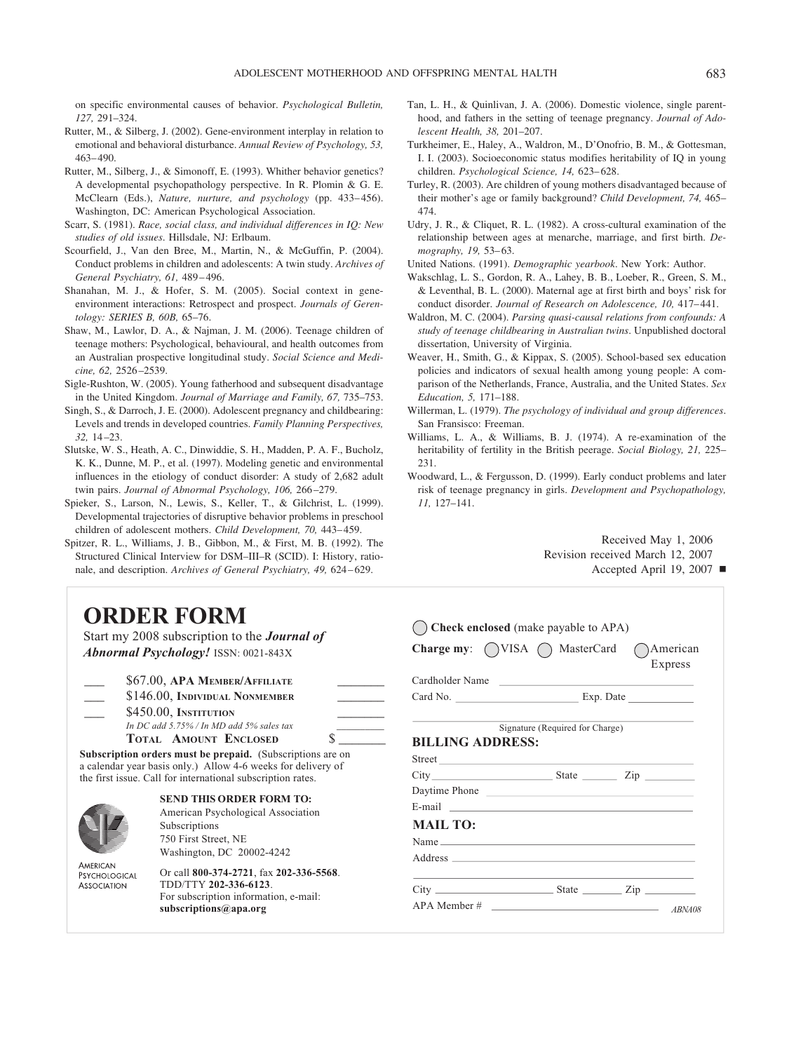on specific environmental causes of behavior. *Psychological Bulletin, 127,* 291–324.

Rutter, M., & Silberg, J. (2002). Gene-environment interplay in relation to emotional and behavioral disturbance. *Annual Review of Psychology, 53,* 463–490.

Rutter, M., Silberg, J., & Simonoff, E. (1993). Whither behavior genetics? A developmental psychopathology perspective. In R. Plomin & G. E. McClearn (Eds.), *Nature, nurture, and psychology* (pp. 433–456). Washington, DC: American Psychological Association.

Scarr, S. (1981). *Race, social class, and individual differences in IQ: New studies of old issues*. Hillsdale, NJ: Erlbaum.

Scourfield, J., Van den Bree, M., Martin, N., & McGuffin, P. (2004). Conduct problems in children and adolescents: A twin study. *Archives of General Psychiatry, 61,* 489–496.

Shanahan, M. J., & Hofer, S. M. (2005). Social context in gene-environment interactions: Retrospect and prospect. *Journals of Gerontology: SERIES B, 60B,* 65–76.

Shaw, M., Lawlor, D. A., & Najman, J. M. (2006). Teenage children of teenage mothers: Psychological, behavioural, and health outcomes from an Australian prospective longitudinal study. *Social Science and Medicine, 62,* 2526–2539.

Sigle-Rushton, W. (2005). Young fatherhood and subsequent disadvantage in the United Kingdom. *Journal of Marriage and Family, 67,* 735–753.

Singh, S., & Darroch, J. E. (2000). Adolescent pregnancy and childbearing: Levels and trends in developed countries. *Family Planning Perspectives, 32,* 14–23.

Slutske, W. S., Heath, A. C., Dinwiddie, S. H., Madden, P. A. F., Bucholz, K. K., Dunne, M. P., et al. (1997). Modeling genetic and environmental influences in the etiology of conduct disorder: A study of 2,682 adult twin pairs. *Journal of Abnormal Psychology, 106,* 266–279.

Spieker, S., Larson, N., Lewis, S., Keller, T., & Gilchrist, L. (1999). Developmental trajectories of disruptive behavior problems in preschool children of adolescent mothers. *Child Development, 70,* 443–459.

Spitzer, R. L., Williams, J. B., Gibbon, M., & First, M. B. (1992). The Structured Clinical Interview for DSM–III–R (SCID). I: History, rationale, and description. *Archives of General Psychiatry, 49,* 624–629.

Tan, L. H., & Quinlivan, J. A. (2006). Domestic violence, single parenthood, and fathers in the setting of teenage pregnancy. *Journal of Adolescent Health, 38,* 201–207.

Turkheimer, E., Haley, A., Waldron, M., D'Onofrio, B. M., & Gottesman, I. I. (2003). Socioeconomic status modifies heritability of IQ in young children. *Psychological Science, 14,* 623–628.

Turley, R. (2003). Are children of young mothers disadvantaged because of their mother's age or family background? *Child Development, 74,* 465–474.

Udry, J. R., & Cliquet, R. L. (1982). A cross-cultural examination of the relationship between ages at menarche, marriage, and first birth. *Demography, 19,* 53–63.

United Nations. (1991). *Demographic yearbook*. New York: Author.

Wakschlag, L. S., Gordon, R. A., Lahey, B. B., Loeber, R., Green, S. M., & Leventhal, B. L. (2000). Maternal age at first birth and boys' risk for conduct disorder. *Journal of Research on Adolescence, 10,* 417–441.

Waldron, M. C. (2004). *Parsing quasi-causal relations from confounds: A study of teenage childbearing in Australian twins*. Unpublished doctoral dissertation, University of Virginia.

Weaver, H., Smith, G., & Kippax, S. (2005). School-based sex education policies and indicators of sexual health among young people: A comparison of the Netherlands, France, Australia, and the United States. *Sex Education, 5,* 171–188.

Willerman, L. (1979). *The psychology of individual and group differences*. San Fransisco: Freeman.

Williams, L. A., & Williams, B. J. (1974). A re-examination of the heritability of fertility in the British peerage. *Social Biology, 21,* 225–231.

Woodward, L., & Fergusson, D. (1999). Early conduct problems and later risk of teenage pregnancy in girls. *Development and Psychopathology, 11,* 127–141.

Received May 1, 2006
Revision received March 12, 2007
Accepted April 19, 2007 ■

# ORDER FORM

Start my 2008 subscription to the ***Journal of Abnormal Psychology!*** ISSN: 0021-843X

___ $67.00, **APA Member/Affiliate** _______
___ $146.00, **Individual Nonmember** _______
___ $450.00, **Institution** _______
*In DC add 5.75% / In MD add 5% sales tax* _______
**Total Amount Enclosed** $ _______

**Subscription orders must be prepaid.** (Subscriptions are on a calendar year basis only.) Allow 4-6 weeks for delivery of the first issue. Call for international subscription rates.

**SEND THIS ORDER FORM TO:**
American Psychological Association
Subscriptions
750 First Street, NE
Washington, DC 20002-4242

American Psychological Association

Or call **800-374-2721**, fax **202-336-5568**.
TDD/TTY **202-336-6123**.
For subscription information, e-mail:
**subscriptions@apa.org**

◯ **Check enclosed** (make payable to APA)

**Charge my**: ◯ VISA ◯ MasterCard ◯ American Express

Cardholder Name ____________________
Card No. ____________________ Exp. Date __________

____________________
Signature (Required for Charge)

## BILLING ADDRESS:

Street ____________________
City ____________ State ______ Zip ______
Daytime Phone ____________________
E-mail ____________________

## MAIL TO:

Name ____________________
Address ____________________

____________________
City ____________ State ______ Zip ______
APA Member # ____________________ ABNA08